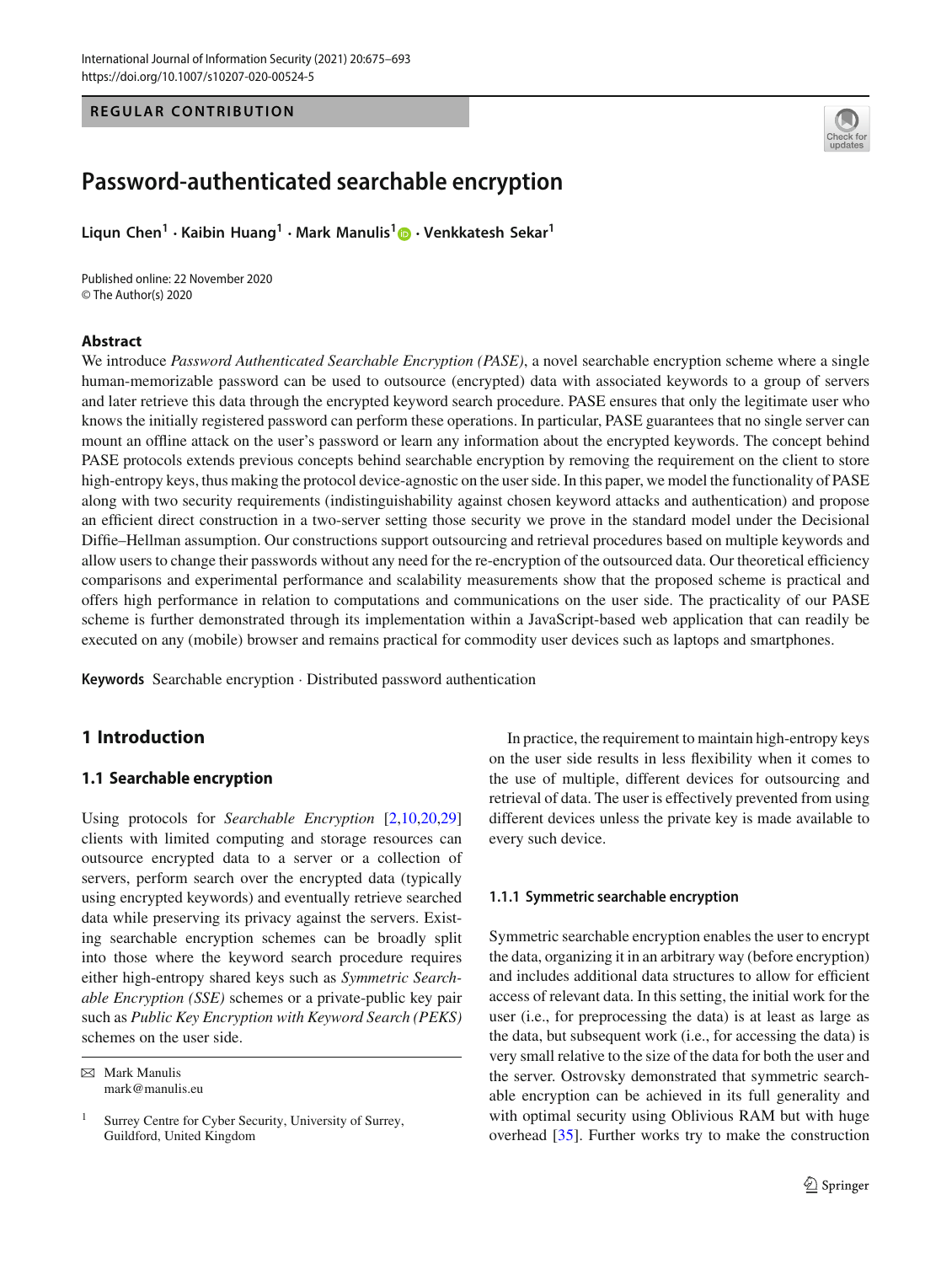REGULAR CONTRIBUTION

# Password-authenticated searchable encryption

**Liqun Chen[1] · Kaibin Huang[1] · Mark Manulis[1] · Venkkatesh Sekar[1]**

Published online: 22 November 2020
© The Author(s) 2020

## Abstract

We introduce *Password Authenticated Searchable Encryption (PASE)*, a novel searchable encryption scheme where a single human-memorizable password can be used to outsource (encrypted) data with associated keywords to a group of servers and later retrieve this data through the encrypted keyword search procedure. PASE ensures that only the legitimate user who knows the initially registered password can perform these operations. In particular, PASE guarantees that no single server can mount an offline attack on the user's password or learn any information about the encrypted keywords. The concept behind PASE protocols extends previous concepts behind searchable encryption by removing the requirement on the client to store high-entropy keys, thus making the protocol device-agnostic on the user side. In this paper, we model the functionality of PASE along with two security requirements (indistinguishability against chosen keyword attacks and authentication) and propose an efficient direct construction in a two-server setting those security we prove in the standard model under the Decisional Diffie–Hellman assumption. Our constructions support outsourcing and retrieval procedures based on multiple keywords and allow users to change their passwords without any need for the re-encryption of the outsourced data. Our theoretical efficiency comparisons and experimental performance and scalability measurements show that the proposed scheme is practical and offers high performance in relation to computations and communications on the user side. The practicality of our PASE scheme is further demonstrated through its implementation within a JavaScript-based web application that can readily be executed on any (mobile) browser and remains practical for commodity user devices such as laptops and smartphones.

**Keywords** Searchable encryption · Distributed password authentication

## 1 Introduction

### 1.1 Searchable encryption

Using protocols for *Searchable Encryption* [2,10,20,29] clients with limited computing and storage resources can outsource encrypted data to a server or a collection of servers, perform search over the encrypted data (typically using encrypted keywords) and eventually retrieve searched data while preserving its privacy against the servers. Existing searchable encryption schemes can be broadly split into those where the keyword search procedure requires either high-entropy shared keys such as *Symmetric Searchable Encryption (SSE)* schemes or a private-public key pair such as *Public Key Encryption with Keyword Search (PEKS)* schemes on the user side.

✉ Mark Manulis
mark@manulis.eu

[1] Surrey Centre for Cyber Security, University of Surrey, Guildford, United Kingdom

In practice, the requirement to maintain high-entropy keys on the user side results in less flexibility when it comes to the use of multiple, different devices for outsourcing and retrieval of data. The user is effectively prevented from using different devices unless the private key is made available to every such device.

#### 1.1.1 Symmetric searchable encryption

Symmetric searchable encryption enables the user to encrypt the data, organizing it in an arbitrary way (before encryption) and includes additional data structures to allow for efficient access of relevant data. In this setting, the initial work for the user (i.e., for preprocessing the data) is at least as large as the data, but subsequent work (i.e., for accessing the data) is very small relative to the size of the data for both the user and the server. Ostrovsky demonstrated that symmetric searchable encryption can be achieved in its full generality and with optimal security using Oblivious RAM but with huge overhead [35]. Further works try to make the construction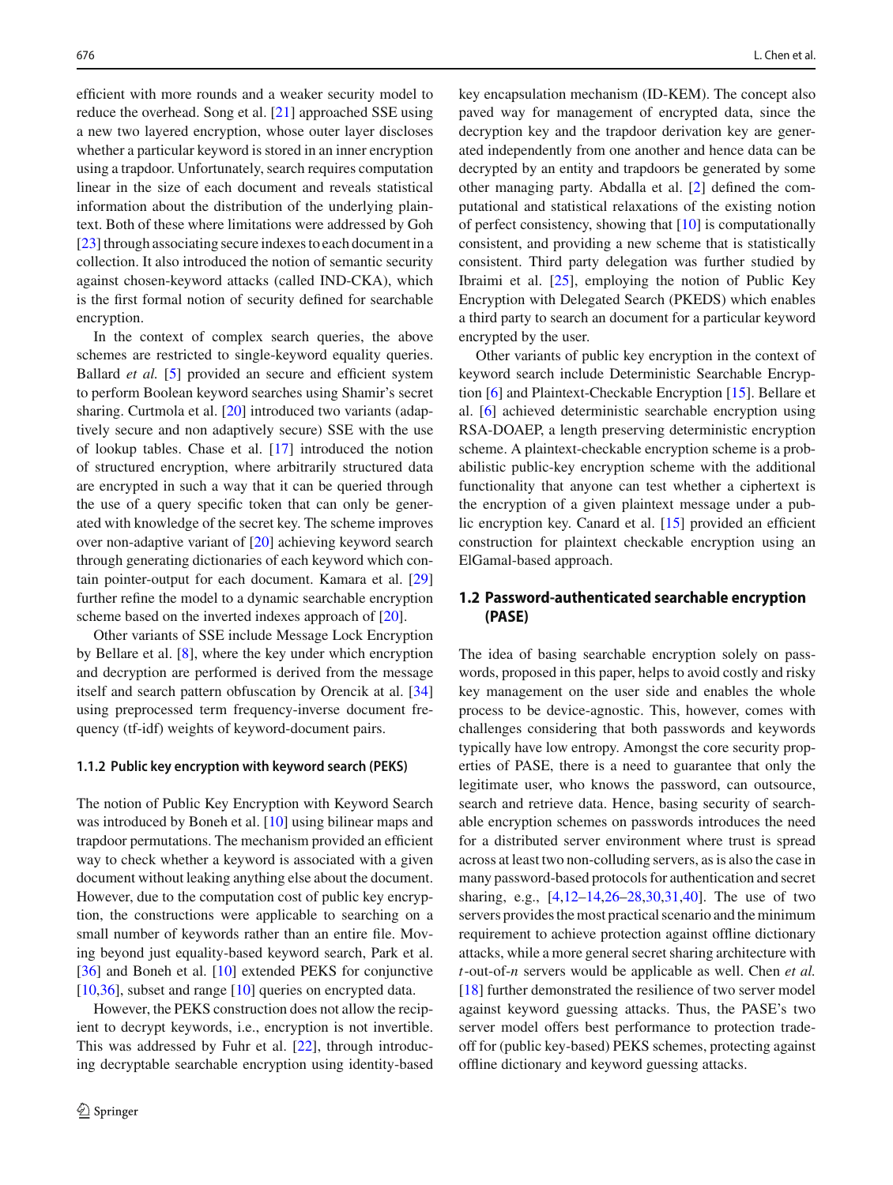efficient with more rounds and a weaker security model to reduce the overhead. Song et al. [21] approached SSE using a new two layered encryption, whose outer layer discloses whether a particular keyword is stored in an inner encryption using a trapdoor. Unfortunately, search requires computation linear in the size of each document and reveals statistical information about the distribution of the underlying plaintext. Both of these where limitations were addressed by Goh [23] through associating secure indexes to each document in a collection. It also introduced the notion of semantic security against chosen-keyword attacks (called IND-CKA), which is the first formal notion of security defined for searchable encryption.

In the context of complex search queries, the above schemes are restricted to single-keyword equality queries. Ballard *et al.* [5] provided an secure and efficient system to perform Boolean keyword searches using Shamir's secret sharing. Curtmola et al. [20] introduced two variants (adaptively secure and non adaptively secure) SSE with the use of lookup tables. Chase et al. [17] introduced the notion of structured encryption, where arbitrarily structured data are encrypted in such a way that it can be queried through the use of a query specific token that can only be generated with knowledge of the secret key. The scheme improves over non-adaptive variant of [20] achieving keyword search through generating dictionaries of each keyword which contain pointer-output for each document. Kamara et al. [29] further refine the model to a dynamic searchable encryption scheme based on the inverted indexes approach of [20].

Other variants of SSE include Message Lock Encryption by Bellare et al. [8], where the key under which encryption and decryption are performed is derived from the message itself and search pattern obfuscation by Orencik at al. [34] using preprocessed term frequency-inverse document frequency (tf-idf) weights of keyword-document pairs.

#### 1.1.2 Public key encryption with keyword search (PEKS)

The notion of Public Key Encryption with Keyword Search was introduced by Boneh et al. [10] using bilinear maps and trapdoor permutations. The mechanism provided an efficient way to check whether a keyword is associated with a given document without leaking anything else about the document. However, due to the computation cost of public key encryption, the constructions were applicable to searching on a small number of keywords rather than an entire file. Moving beyond just equality-based keyword search, Park et al. [36] and Boneh et al. [10] extended PEKS for conjunctive [10,36], subset and range [10] queries on encrypted data.

However, the PEKS construction does not allow the recipient to decrypt keywords, i.e., encryption is not invertible. This was addressed by Fuhr et al. [22], through introducing decryptable searchable encryption using identity-based key encapsulation mechanism (ID-KEM). The concept also paved way for management of encrypted data, since the decryption key and the trapdoor derivation key are generated independently from one another and hence data can be decrypted by an entity and trapdoors be generated by some other managing party. Abdalla et al. [2] defined the computational and statistical relaxations of the existing notion of perfect consistency, showing that [10] is computationally consistent, and providing a new scheme that is statistically consistent. Third party delegation was further studied by Ibraimi et al. [25], employing the notion of Public Key Encryption with Delegated Search (PKEDS) which enables a third party to search an document for a particular keyword encrypted by the user.

Other variants of public key encryption in the context of keyword search include Deterministic Searchable Encryption [6] and Plaintext-Checkable Encryption [15]. Bellare et al. [6] achieved deterministic searchable encryption using RSA-DOAEP, a length preserving deterministic encryption scheme. A plaintext-checkable encryption scheme is a probabilistic public-key encryption scheme with the additional functionality that anyone can test whether a ciphertext is the encryption of a given plaintext message under a public encryption key. Canard et al. [15] provided an efficient construction for plaintext checkable encryption using an ElGamal-based approach.

### 1.2 Password-authenticated searchable encryption (PASE)

The idea of basing searchable encryption solely on passwords, proposed in this paper, helps to avoid costly and risky key management on the user side and enables the whole process to be device-agnostic. This, however, comes with challenges considering that both passwords and keywords typically have low entropy. Amongst the core security properties of PASE, there is a need to guarantee that only the legitimate user, who knows the password, can outsource, search and retrieve data. Hence, basing security of searchable encryption schemes on passwords introduces the need for a distributed server environment where trust is spread across at least two non-colluding servers, as is also the case in many password-based protocols for authentication and secret sharing, e.g., [4,12–14,26–28,30,31,40]. The use of two servers provides the most practical scenario and the minimum requirement to achieve protection against offline dictionary attacks, while a more general secret sharing architecture with $t$-out-of-$n$ servers would be applicable as well. Chen *et al.* [18] further demonstrated the resilience of two server model against keyword guessing attacks. Thus, the PASE's two server model offers best performance to protection tradeoff for (public key-based) PEKS schemes, protecting against offline dictionary and keyword guessing attacks.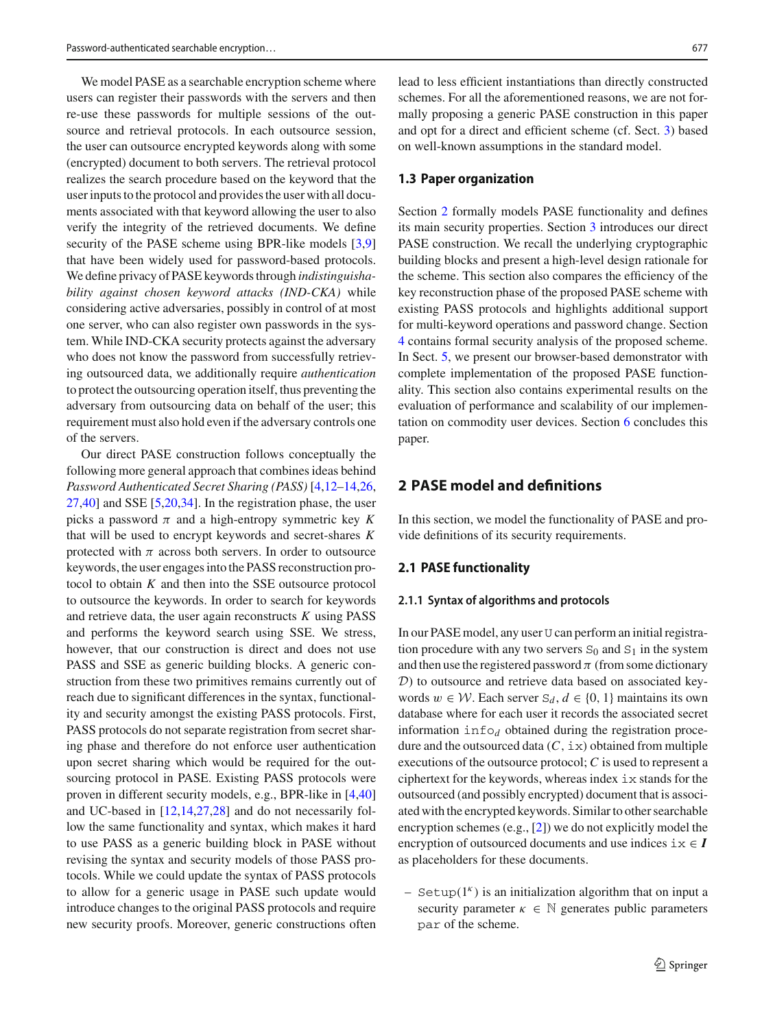We model PASE as a searchable encryption scheme where users can register their passwords with the servers and then re-use these passwords for multiple sessions of the outsource and retrieval protocols. In each outsource session, the user can outsource encrypted keywords along with some (encrypted) document to both servers. The retrieval protocol realizes the search procedure based on the keyword that the user inputs to the protocol and provides the user with all documents associated with that keyword allowing the user to also verify the integrity of the retrieved documents. We define security of the PASE scheme using BPR-like models [3,9] that have been widely used for password-based protocols. We define privacy of PASE keywords through *indistinguishability against chosen keyword attacks (IND-CKA)* while considering active adversaries, possibly in control of at most one server, who can also register own passwords in the system. While IND-CKA security protects against the adversary who does not know the password from successfully retrieving outsourced data, we additionally require *authentication* to protect the outsourcing operation itself, thus preventing the adversary from outsourcing data on behalf of the user; this requirement must also hold even if the adversary controls one of the servers.

Our direct PASE construction follows conceptually the following more general approach that combines ideas behind *Password Authenticated Secret Sharing (PASS)* [4,12–14,26,27,40] and SSE [5,20,34]. In the registration phase, the user picks a password $\pi$ and a high-entropy symmetric key $K$ that will be used to encrypt keywords and secret-shares $K$ protected with $\pi$ across both servers. In order to outsource keywords, the user engages into the PASS reconstruction protocol to obtain $K$ and then into the SSE outsource protocol to outsource the keywords. In order to search for keywords and retrieve data, the user again reconstructs $K$ using PASS and performs the keyword search using SSE. We stress, however, that our construction is direct and does not use PASS and SSE as generic building blocks. A generic construction from these two primitives remains currently out of reach due to significant differences in the syntax, functionality and security amongst the existing PASS protocols. First, PASS protocols do not separate registration from secret sharing phase and therefore do not enforce user authentication upon secret sharing which would be required for the outsourcing protocol in PASE. Existing PASS protocols were proven in different security models, e.g., BPR-like in [4,40] and UC-based in [12,14,27,28] and do not necessarily follow the same functionality and syntax, which makes it hard to use PASS as a generic building block in PASE without revising the syntax and security models of those PASS protocols. While we could update the syntax of PASS protocols to allow for a generic usage in PASE such update would introduce changes to the original PASS protocols and require new security proofs. Moreover, generic constructions often lead to less efficient instantiations than directly constructed schemes. For all the aforementioned reasons, we are not formally proposing a generic PASE construction in this paper and opt for a direct and efficient scheme (cf. Sect. 3) based on well-known assumptions in the standard model.

### 1.3 Paper organization

Section 2 formally models PASE functionality and defines its main security properties. Section 3 introduces our direct PASE construction. We recall the underlying cryptographic building blocks and present a high-level design rationale for the scheme. This section also compares the efficiency of the key reconstruction phase of the proposed PASE scheme with existing PASS protocols and highlights additional support for multi-keyword operations and password change. Section 4 contains formal security analysis of the proposed scheme. In Sect. 5, we present our browser-based demonstrator with complete implementation of the proposed PASE functionality. This section also contains experimental results on the evaluation of performance and scalability of our implementation on commodity user devices. Section 6 concludes this paper.

## 2 PASE model and definitions

In this section, we model the functionality of PASE and provide definitions of its security requirements.

### 2.1 PASE functionality

#### 2.1.1 Syntax of algorithms and protocols

In our PASE model, any user $\mathtt{U}$ can perform an initial registration procedure with any two servers $\mathtt{S}_0$ and $\mathtt{S}_1$ in the system and then use the registered password $\pi$ (from some dictionary $\mathcal{D}$) to outsource and retrieve data based on associated keywords $w \in \mathcal{W}$. Each server $\mathtt{S}_d, d \in \{0, 1\}$ maintains its own database where for each user it records the associated secret information $\mathtt{info}_d$ obtained during the registration procedure and the outsourced data $(C, \mathtt{ix})$ obtained from multiple executions of the outsource protocol; $C$ is used to represent a ciphertext for the keywords, whereas index $\mathtt{ix}$ stands for the outsourced (and possibly encrypted) document that is associated with the encrypted keywords. Similar to other searchable encryption schemes (e.g., [2]) we do not explicitly model the encryption of outsourced documents and use indices $\mathtt{ix} \in \boldsymbol{I}$ as placeholders for these documents.

- $\mathtt{Setup}(1^\kappa)$ is an initialization algorithm that on input a security parameter $\kappa \in \mathbb{N}$ generates public parameters $\mathtt{par}$ of the scheme.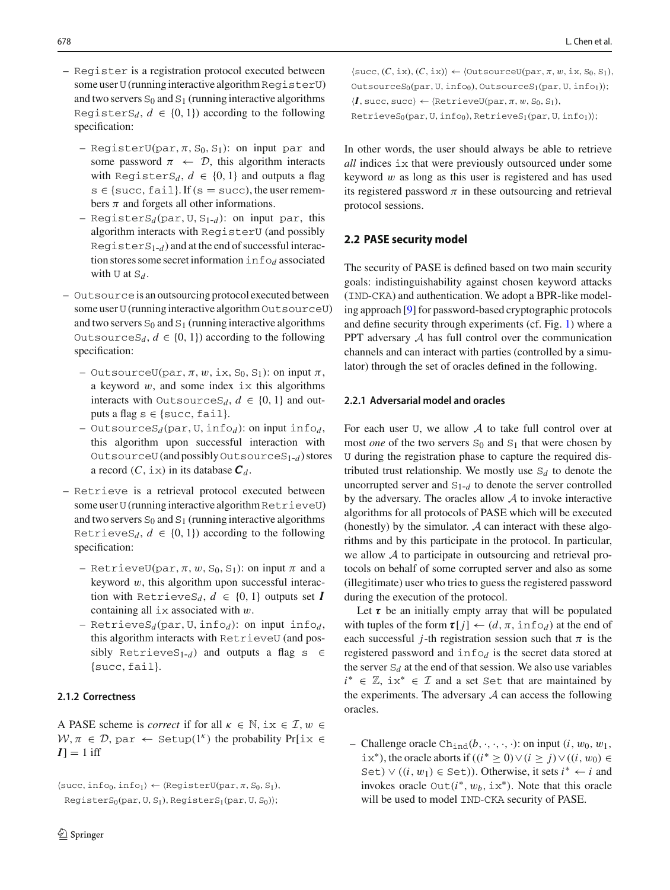- Register is a registration protocol executed between some user U (running interactive algorithm RegisterU) and two servers $S_0$ and $S_1$ (running interactive algorithms $\text{RegisterS}_d$, $d \in \{0, 1\}$) according to the following specification:
  - $\text{RegisterU}(\text{par}, \pi, S_0, S_1)$: on input par and some password $\pi \leftarrow \mathcal{D}$, this algorithm interacts with $\text{RegisterS}_d$, $d \in \{0, 1\}$ and outputs a flag $s \in \{\text{succ}, \text{fail}\}$. If ($s = \text{succ}$), the user remembers $\pi$ and forgets all other informations.
  - $\text{RegisterS}_d(\text{par}, U, S_{1\text{-}d})$: on input par, this algorithm interacts with RegisterU (and possibly $\text{RegisterS}_{1\text{-}d}$) and at the end of successful interaction stores some secret information $\text{info}_d$ associated with U at $S_d$.
- Outsource is an outsourcing protocol executed between some user U (running interactive algorithm OutsourceU) and two servers $S_0$ and $S_1$ (running interactive algorithms $\text{OutsourceS}_d$, $d \in \{0, 1\}$) according to the following specification:
  - $\text{OutsourceU}(\text{par}, \pi, w, \text{ix}, S_0, S_1)$: on input $\pi$, a keyword $w$, and some index ix this algorithms interacts with $\text{OutsourceS}_d$, $d \in \{0, 1\}$ and outputs a flag $s \in \{\text{succ}, \text{fail}\}$.
  - $\text{OutsourceS}_d(\text{par}, U, \text{info}_d)$: on input $\text{info}_d$, this algorithm upon successful interaction with OutsourceU (and possibly $\text{OutsourceS}_{1\text{-}d}$) stores a record $(C, \text{ix})$ in its database $\boldsymbol{C}_d$.
- Retrieve is a retrieval protocol executed between some user U (running interactive algorithm RetrieveU) and two servers $S_0$ and $S_1$ (running interactive algorithms $\text{RetrieveS}_d$, $d \in \{0, 1\}$) according to the following specification:
  - $\text{RetrieveU}(\text{par}, \pi, w, S_0, S_1)$: on input $\pi$ and a keyword $w$, this algorithm upon successful interaction with $\text{RetrieveS}_d$, $d \in \{0, 1\}$ outputs set $\boldsymbol{I}$ containing all ix associated with $w$.
  - $\text{RetrieveS}_d(\text{par}, U, \text{info}_d)$: on input $\text{info}_d$, this algorithm interacts with RetrieveU (and possibly $\text{RetrieveS}_{1\text{-}d}$) and outputs a flag $s \in \{\text{succ}, \text{fail}\}$.

#### 2.1.2 Correctness

A PASE scheme is *correct* if for all $\kappa \in \mathbb{N}$, $\text{ix} \in \mathcal{I}$, $w \in \mathcal{W}$, $\pi \in \mathcal{D}$, $\text{par} \leftarrow \text{Setup}(1^\kappa)$ the probability $\Pr[\text{ix} \in \boldsymbol{I}] = 1$ iff

$$\langle \text{succ}, \text{info}_0, \text{info}_1 \rangle \leftarrow \langle \text{RegisterU}(\text{par}, \pi, S_0, S_1), \text{RegisterS}_0(\text{par}, U, S_1), \text{RegisterS}_1(\text{par}, U, S_0) \rangle;$$

$$\langle \text{succ}, (C, \text{ix}), (C, \text{ix}) \rangle \leftarrow \langle \text{OutsourceU}(\text{par}, \pi, w, \text{ix}, S_0, S_1), \text{OutsourceS}_0(\text{par}, U, \text{info}_0), \text{OutsourceS}_1(\text{par}, U, \text{info}_1) \rangle;$$

$$\langle \boldsymbol{I}, \text{succ}, \text{succ} \rangle \leftarrow \langle \text{RetrieveU}(\text{par}, \pi, w, S_0, S_1), \text{RetrieveS}_0(\text{par}, U, \text{info}_0), \text{RetrieveS}_1(\text{par}, U, \text{info}_1) \rangle;$$

In other words, the user should always be able to retrieve *all* indices ix that were previously outsourced under some keyword $w$ as long as this user is registered and has used its registered password $\pi$ in these outsourcing and retrieval protocol sessions.

### 2.2 PASE security model

The security of PASE is defined based on two main security goals: indistinguishability against chosen keyword attacks (IND-CKA) and authentication. We adopt a BPR-like modeling approach [9] for password-based cryptographic protocols and define security through experiments (cf. Fig. 1) where a PPT adversary $\mathcal{A}$ has full control over the communication channels and can interact with parties (controlled by a simulator) through the set of oracles defined in the following.

#### 2.2.1 Adversarial model and oracles

For each user U, we allow $\mathcal{A}$ to take full control over at most *one* of the two servers $S_0$ and $S_1$ that were chosen by U during the registration phase to capture the required distributed trust relationship. We mostly use $S_d$ to denote the uncorrupted server and $S_{1\text{-}d}$ to denote the server controlled by the adversary. The oracles allow $\mathcal{A}$ to invoke interactive algorithms for all protocols of PASE which will be executed (honestly) by the simulator. $\mathcal{A}$ can interact with these algorithms and by this participate in the protocol. In particular, we allow $\mathcal{A}$ to participate in outsourcing and retrieval protocols on behalf of some corrupted server and also as some (illegitimate) user who tries to guess the registered password during the execution of the protocol.

Let $\boldsymbol{\tau}$ be an initially empty array that will be populated with tuples of the form $\boldsymbol{\tau}[j] \leftarrow (d, \pi, \text{info}_d)$ at the end of each successful $j$-th registration session such that $\pi$ is the registered password and $\text{info}_d$ is the secret data stored at the server $S_d$ at the end of that session. We also use variables $i^* \in \mathbb{Z}$, $\text{ix}^* \in \mathcal{I}$ and a set Set that are maintained by the experiments. The adversary $\mathcal{A}$ can access the following oracles.

- Challenge oracle $\text{Ch}_{\text{ind}}(b, \cdot, \cdot, \cdot, \cdot)$: on input $(i, w_0, w_1, \text{ix}^*)$, the oracle aborts if $((i^* \geq 0) \vee (i \geq j) \vee ((i, w_0) \in \text{Set}) \vee ((i, w_1) \in \text{Set}))$. Otherwise, it sets $i^* \leftarrow i$ and invokes oracle $\text{Out}(i^*, w_b, \text{ix}^*)$. Note that this oracle will be used to model IND-CKA security of PASE.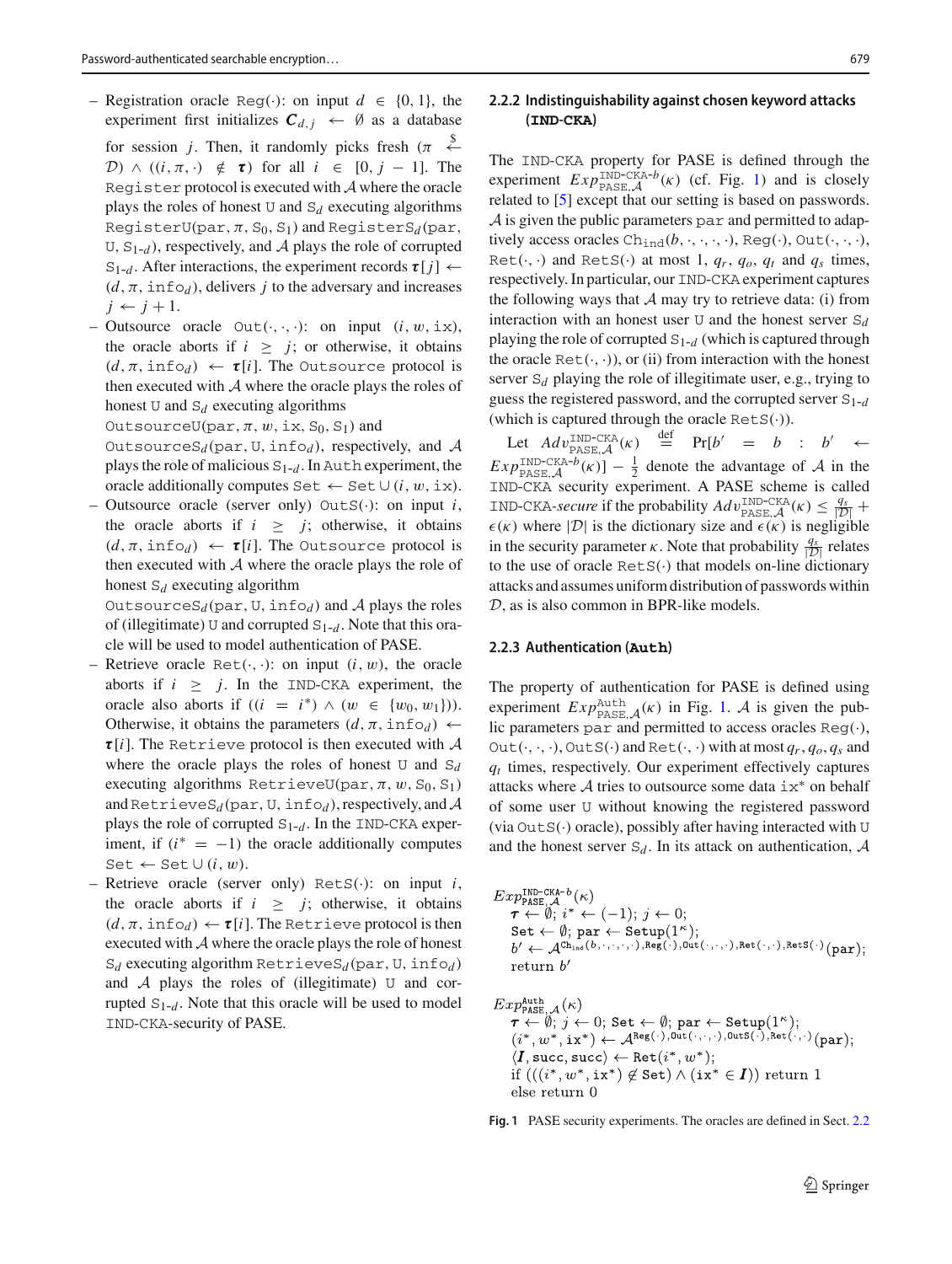- Registration oracle $\mathtt{Reg}(\cdot)$: on input $d \in \{0,1\}$, the experiment first initializes $\boldsymbol{C}_{d,j} \leftarrow \emptyset$ as a database for session $j$. Then, it randomly picks fresh $(\pi \xleftarrow{\$} \mathcal{D}) \wedge ((i,\pi,\cdot) \notin \boldsymbol{\tau})$ for all $i \in [0, j-1]$. The $\mathtt{Register}$ protocol is executed with $\mathcal{A}$ where the oracle plays the roles of honest $\mathtt{U}$ and $\mathtt{S}_d$ executing algorithms $\mathtt{RegisterU}(\mathtt{par}, \pi, \mathtt{S}_0, \mathtt{S}_1)$ and $\mathtt{RegisterS}_d(\mathtt{par}, \mathtt{U}, \mathtt{S}_{1\text{-}d})$, respectively, and $\mathcal{A}$ plays the role of corrupted $\mathtt{S}_{1\text{-}d}$. After interactions, the experiment records $\boldsymbol{\tau}[j] \leftarrow (d, \pi, \mathtt{info}_d)$, delivers $j$ to the adversary and increases $j \leftarrow j+1$.
- Outsource oracle $\mathtt{Out}(\cdot,\cdot,\cdot)$: on input $(i, w, \mathtt{ix})$, the oracle aborts if $i \geq j$; or otherwise, it obtains $(d, \pi, \mathtt{info}_d) \leftarrow \boldsymbol{\tau}[i]$. The $\mathtt{Outsource}$ protocol is then executed with $\mathcal{A}$ where the oracle plays the roles of honest $\mathtt{U}$ and $\mathtt{S}_d$ executing algorithms $\mathtt{OutsourceU}(\mathtt{par}, \pi, w, \mathtt{ix}, \mathtt{S}_0, \mathtt{S}_1)$ and $\mathtt{OutsourceS}_d(\mathtt{par}, \mathtt{U}, \mathtt{info}_d)$, respectively, and $\mathcal{A}$ plays the role of malicious $\mathtt{S}_{1\text{-}d}$. In $\mathtt{Auth}$ experiment, the oracle additionally computes $\mathtt{Set} \leftarrow \mathtt{Set} \cup (i, w, \mathtt{ix})$.
- Outsource oracle (server only) $\mathtt{OutS}(\cdot)$: on input $i$, the oracle aborts if $i \geq j$; otherwise, it obtains $(d, \pi, \mathtt{info}_d) \leftarrow \boldsymbol{\tau}[i]$. The $\mathtt{Outsource}$ protocol is then executed with $\mathcal{A}$ where the oracle plays the role of honest $\mathtt{S}_d$ executing algorithm $\mathtt{OutsourceS}_d(\mathtt{par}, \mathtt{U}, \mathtt{info}_d)$ and $\mathcal{A}$ plays the roles of (illegitimate) $\mathtt{U}$ and corrupted $\mathtt{S}_{1\text{-}d}$. Note that this oracle will be used to model authentication of PASE.
- Retrieve oracle $\mathtt{Ret}(\cdot,\cdot)$: on input $(i, w)$, the oracle aborts if $i \geq j$. In the $\mathtt{IND\text{-}CKA}$ experiment, the oracle also aborts if $((i = i^*) \wedge (w \in \{w_0, w_1\}))$. Otherwise, it obtains the parameters $(d, \pi, \mathtt{info}_d) \leftarrow \boldsymbol{\tau}[i]$. The $\mathtt{Retrieve}$ protocol is then executed with $\mathcal{A}$ where the oracle plays the roles of honest $\mathtt{U}$ and $\mathtt{S}_d$ executing algorithms $\mathtt{RetrieveU}(\mathtt{par}, \pi, w, \mathtt{S}_0, \mathtt{S}_1)$ and $\mathtt{RetrieveS}_d(\mathtt{par}, \mathtt{U}, \mathtt{info}_d)$, respectively, and $\mathcal{A}$ plays the role of corrupted $\mathtt{S}_{1\text{-}d}$. In the $\mathtt{IND\text{-}CKA}$ experiment, if $(i^* = -1)$ the oracle additionally computes $\mathtt{Set} \leftarrow \mathtt{Set} \cup (i, w)$.
- Retrieve oracle (server only) $\mathtt{RetS}(\cdot)$: on input $i$, the oracle aborts if $i \geq j$; otherwise, it obtains $(d, \pi, \mathtt{info}_d) \leftarrow \boldsymbol{\tau}[i]$. The $\mathtt{Retrieve}$ protocol is then executed with $\mathcal{A}$ where the oracle plays the role of honest $\mathtt{S}_d$ executing algorithm $\mathtt{RetrieveS}_d(\mathtt{par}, \mathtt{U}, \mathtt{info}_d)$ and $\mathcal{A}$ plays the roles of (illegitimate) $\mathtt{U}$ and corrupted $\mathtt{S}_{1\text{-}d}$. Note that this oracle will be used to model $\mathtt{IND\text{-}CKA}$-security of PASE.

### 2.2.2 Indistinguishability against chosen keyword attacks (IND-CKA)

The $\mathtt{IND\text{-}CKA}$ property for PASE is defined through the experiment $Exp^{\mathtt{IND\text{-}CKA}\text{-}b}_{\mathtt{PASE},\mathcal{A}}(\kappa)$ (cf. Fig. 1) and is closely related to [5] except that our setting is based on passwords. $\mathcal{A}$ is given the public parameters $\mathtt{par}$ and permitted to adaptively access oracles $\mathtt{Ch}_{\mathtt{ind}}(b,\cdot,\cdot,\cdot,\cdot)$, $\mathtt{Reg}(\cdot)$, $\mathtt{Out}(\cdot,\cdot,\cdot)$, $\mathtt{Ret}(\cdot,\cdot)$ and $\mathtt{RetS}(\cdot)$ at most 1, $q_r$, $q_o$, $q_t$ and $q_s$ times, respectively. In particular, our $\mathtt{IND\text{-}CKA}$ experiment captures the following ways that $\mathcal{A}$ may try to retrieve data: (i) from interaction with an honest user $\mathtt{U}$ and the honest server $\mathtt{S}_d$ playing the role of corrupted $\mathtt{S}_{1\text{-}d}$ (which is captured through the oracle $\mathtt{Ret}(\cdot,\cdot)$), or (ii) from interaction with the honest server $\mathtt{S}_d$ playing the role of illegitimate user, e.g., trying to guess the registered password, and the corrupted server $\mathtt{S}_{1\text{-}d}$ (which is captured through the oracle $\mathtt{RetS}(\cdot)$).

Let $Adv^{\mathtt{IND\text{-}CKA}}_{\mathtt{PASE},\mathcal{A}}(\kappa) \stackrel{\text{def}}{=} \Pr[b' = b : b' \leftarrow Exp^{\mathtt{IND\text{-}CKA}\text{-}b}_{\mathtt{PASE},\mathcal{A}}(\kappa)] - \frac{1}{2}$ denote the advantage of $\mathcal{A}$ in the $\mathtt{IND\text{-}CKA}$ security experiment. A PASE scheme is called $\mathtt{IND\text{-}CKA}$-*secure* if the probability $Adv^{\mathtt{IND\text{-}CKA}}_{\mathtt{PASE},\mathcal{A}}(\kappa) \leq \frac{q_s}{|\mathcal{D}|} + \epsilon(\kappa)$ where $|\mathcal{D}|$ is the dictionary size and $\epsilon(\kappa)$ is negligible in the security parameter $\kappa$. Note that probability $\frac{q_s}{|\mathcal{D}|}$ relates to the use of oracle $\mathtt{RetS}(\cdot)$ that models on-line dictionary attacks and assumes uniform distribution of passwords within $\mathcal{D}$, as is also common in BPR-like models.

### 2.2.3 Authentication (Auth)

The property of authentication for PASE is defined using experiment $Exp^{\mathtt{Auth}}_{\mathtt{PASE},\mathcal{A}}(\kappa)$ in Fig. 1. $\mathcal{A}$ is given the public parameters $\mathtt{par}$ and permitted to access oracles $\mathtt{Reg}(\cdot)$, $\mathtt{Out}(\cdot,\cdot,\cdot)$, $\mathtt{OutS}(\cdot)$ and $\mathtt{Ret}(\cdot,\cdot)$ with at most $q_r, q_o, q_s$ and $q_t$ times, respectively. Our experiment effectively captures attacks where $\mathcal{A}$ tries to outsource some data $\mathtt{ix}^*$ on behalf of some user $\mathtt{U}$ without knowing the registered password (via $\mathtt{OutS}(\cdot)$ oracle), possibly after having interacted with $\mathtt{U}$ and the honest server $\mathtt{S}_d$. In its attack on authentication, $\mathcal{A}$

$$
\begin{aligned}
&Exp^{\mathtt{IND\text{-}CKA}\text{-}b}_{\mathtt{PASE},\mathcal{A}}(\kappa)\\
&\quad \boldsymbol{\tau} \leftarrow \emptyset;\ i^* \leftarrow (-1);\ j \leftarrow 0;\\
&\quad \mathtt{Set} \leftarrow \emptyset;\ \mathtt{par} \leftarrow \mathtt{Setup}(1^\kappa);\\
&\quad b' \leftarrow \mathcal{A}^{\mathtt{Ch}_{\mathtt{ind}}(b,\cdot,\cdot,\cdot,\cdot),\mathtt{Reg}(\cdot),\mathtt{Out}(\cdot,\cdot,\cdot),\mathtt{Ret}(\cdot,\cdot),\mathtt{RetS}(\cdot)}(\mathtt{par});\\
&\quad \text{return } b'
\end{aligned}
$$

$$
\begin{aligned}
&Exp^{\mathtt{Auth}}_{\mathtt{PASE},\mathcal{A}}(\kappa)\\
&\quad \boldsymbol{\tau} \leftarrow \emptyset;\ j \leftarrow 0;\ \mathtt{Set} \leftarrow \emptyset;\ \mathtt{par} \leftarrow \mathtt{Setup}(1^\kappa);\\
&\quad (i^*, w^*, \mathtt{ix}^*) \leftarrow \mathcal{A}^{\mathtt{Reg}(\cdot),\mathtt{Out}(\cdot,\cdot,\cdot),\mathtt{OutS}(\cdot),\mathtt{Ret}(\cdot,\cdot)}(\mathtt{par});\\
&\quad \langle \boldsymbol{I}, \mathtt{succ}, \mathtt{succ} \rangle \leftarrow \mathtt{Ret}(i^*, w^*);\\
&\quad \text{if } (((i^*, w^*, \mathtt{ix}^*) \notin \mathtt{Set}) \wedge (\mathtt{ix}^* \in \boldsymbol{I})) \text{ return } 1\\
&\quad \text{else return } 0
\end{aligned}
$$

**Fig. 1** PASE security experiments. The oracles are defined in Sect. 2.2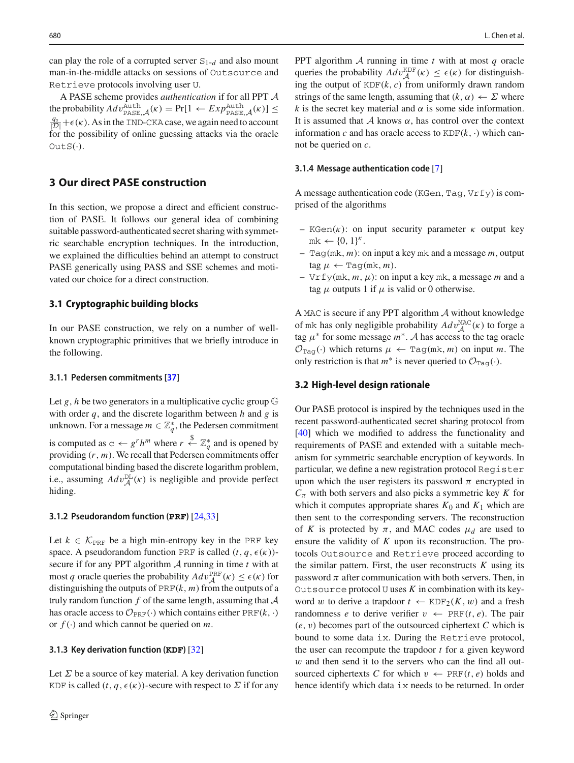can play the role of a corrupted server $\mathtt{S}_{1\text{-}d}$ and also mount man-in-the-middle attacks on sessions of Outsource and Retrieve protocols involving user U.

A PASE scheme provides *authentication* if for all PPT $\mathcal{A}$ the probability $Adv^{\mathtt{Auth}}_{\mathtt{PASE},\mathcal{A}}(\kappa) = \Pr[1 \leftarrow Exp^{\mathtt{Auth}}_{\mathtt{PASE},\mathcal{A}}(\kappa)] \leq \frac{q_s}{|\mathcal{D}|} + \epsilon(\kappa)$. As in the IND-CKA case, we again need to account for the possibility of online guessing attacks via the oracle $\mathtt{OutS}(\cdot)$.

## 3 Our direct PASE construction

In this section, we propose a direct and efficient construction of PASE. It follows our general idea of combining suitable password-authenticated secret sharing with symmetric searchable encryption techniques. In the introduction, we explained the difficulties behind an attempt to construct PASE generically using PASS and SSE schemes and motivated our choice for a direct construction.

### 3.1 Cryptographic building blocks

In our PASE construction, we rely on a number of well-known cryptographic primitives that we briefly introduce in the following.

#### 3.1.1 Pedersen commitments [37]

Let $g, h$ be two generators in a multiplicative cyclic group $\mathbb{G}$ with order $q$, and the discrete logarithm between $h$ and $g$ is unknown. For a message $m \in \mathbb{Z}_q^*$, the Pedersen commitment is computed as $\mathtt{c} \leftarrow g^r h^m$ where $r \xleftarrow{\$} \mathbb{Z}_q^*$ and is opened by providing $(r, m)$. We recall that Pedersen commitments offer computational binding based the discrete logarithm problem, i.e., assuming $Adv^{\mathtt{DL}}_{\mathcal{A}}(\kappa)$ is negligible and provide perfect hiding.

#### 3.1.2 Pseudorandom function (PRF) [24,33]

Let $k \in \mathcal{K}_{\mathtt{PRF}}$ be a high min-entropy key in the PRF key space. A pseudorandom function PRF is called $(t, q, \epsilon(\kappa))$-secure if for any PPT algorithm $\mathcal{A}$ running in time $t$ with at most $q$ oracle queries the probability $Adv^{\mathtt{PRF}}_{\mathcal{A}}(\kappa) \leq \epsilon(\kappa)$ for distinguishing the outputs of $\mathtt{PRF}(k, m)$ from the outputs of a truly random function $f$ of the same length, assuming that $\mathcal{A}$ has oracle access to $\mathcal{O}_{\mathtt{PRF}}(\cdot)$ which contains either $\mathtt{PRF}(k, \cdot)$ or $f(\cdot)$ and which cannot be queried on $m$.

#### 3.1.3 Key derivation function (KDF) [32]

Let $\Sigma$ be a source of key material. A key derivation function KDF is called $(t, q, \epsilon(\kappa))$-secure with respect to $\Sigma$ if for any PPT algorithm $\mathcal{A}$ running in time $t$ with at most $q$ oracle queries the probability $Adv^{\mathtt{KDF}}_{\mathcal{A}}(\kappa) \leq \epsilon(\kappa)$ for distinguishing the output of $\mathtt{KDF}(k, c)$ from uniformly drawn random strings of the same length, assuming that $(k, \alpha) \leftarrow \Sigma$ where $k$ is the secret key material and $\alpha$ is some side information. It is assumed that $\mathcal{A}$ knows $\alpha$, has control over the context information $c$ and has oracle access to $\mathtt{KDF}(k, \cdot)$ which cannot be queried on $c$.

#### 3.1.4 Message authentication code [7]

A message authentication code (KGen, Tag, Vrfy) is comprised of the algorithms

- $\mathtt{KGen}(\kappa)$: on input security parameter $\kappa$ output key $\mathtt{mk} \leftarrow \{0, 1\}^\kappa$.
- $\mathtt{Tag}(\mathtt{mk}, m)$: on input a key mk and a message $m$, output tag $\mu \leftarrow \mathtt{Tag}(\mathtt{mk}, m)$.
- $\mathtt{Vrfy}(\mathtt{mk}, m, \mu)$: on input a key mk, a message $m$ and a tag $\mu$ outputs 1 if $\mu$ is valid or 0 otherwise.

A MAC is secure if any PPT algorithm $\mathcal{A}$ without knowledge of mk has only negligible probability $Adv^{\mathtt{MAC}}_{\mathcal{A}}(\kappa)$ to forge a tag $\mu^*$ for some message $m^*$. $\mathcal{A}$ has access to the tag oracle $\mathcal{O}_{\mathtt{Tag}}(\cdot)$ which returns $\mu \leftarrow \mathtt{Tag}(\mathtt{mk}, m)$ on input $m$. The only restriction is that $m^*$ is never queried to $\mathcal{O}_{\mathtt{Tag}}(\cdot)$.

### 3.2 High-level design rationale

Our PASE protocol is inspired by the techniques used in the recent password-authenticated secret sharing protocol from [40] which we modified to address the functionality and requirements of PASE and extended with a suitable mechanism for symmetric searchable encryption of keywords. In particular, we define a new registration protocol Register upon which the user registers its password $\pi$ encrypted in $C_\pi$ with both servers and also picks a symmetric key $K$ for which it computes appropriate shares $K_0$ and $K_1$ which are then sent to the corresponding servers. The reconstruction of $K$ is protected by $\pi$, and MAC codes $\mu_d$ are used to ensure the validity of $K$ upon its reconstruction. The protocols Outsource and Retrieve proceed according to the similar pattern. First, the user reconstructs $K$ using its password $\pi$ after communication with both servers. Then, in Outsource protocol U uses $K$ in combination with its keyword $w$ to derive a trapdoor $t \leftarrow \mathtt{KDF}_2(K, w)$ and a fresh randomness $e$ to derive verifier $v \leftarrow \mathtt{PRF}(t, e)$. The pair $(e, v)$ becomes part of the outsourced ciphertext $C$ which is bound to some data ix. During the Retrieve protocol, the user can recompute the trapdoor $t$ for a given keyword $w$ and then send it to the servers who can the find all outsourced ciphertexts $C$ for which $v \leftarrow \mathtt{PRF}(t, e)$ holds and hence identify which data ix needs to be returned. In order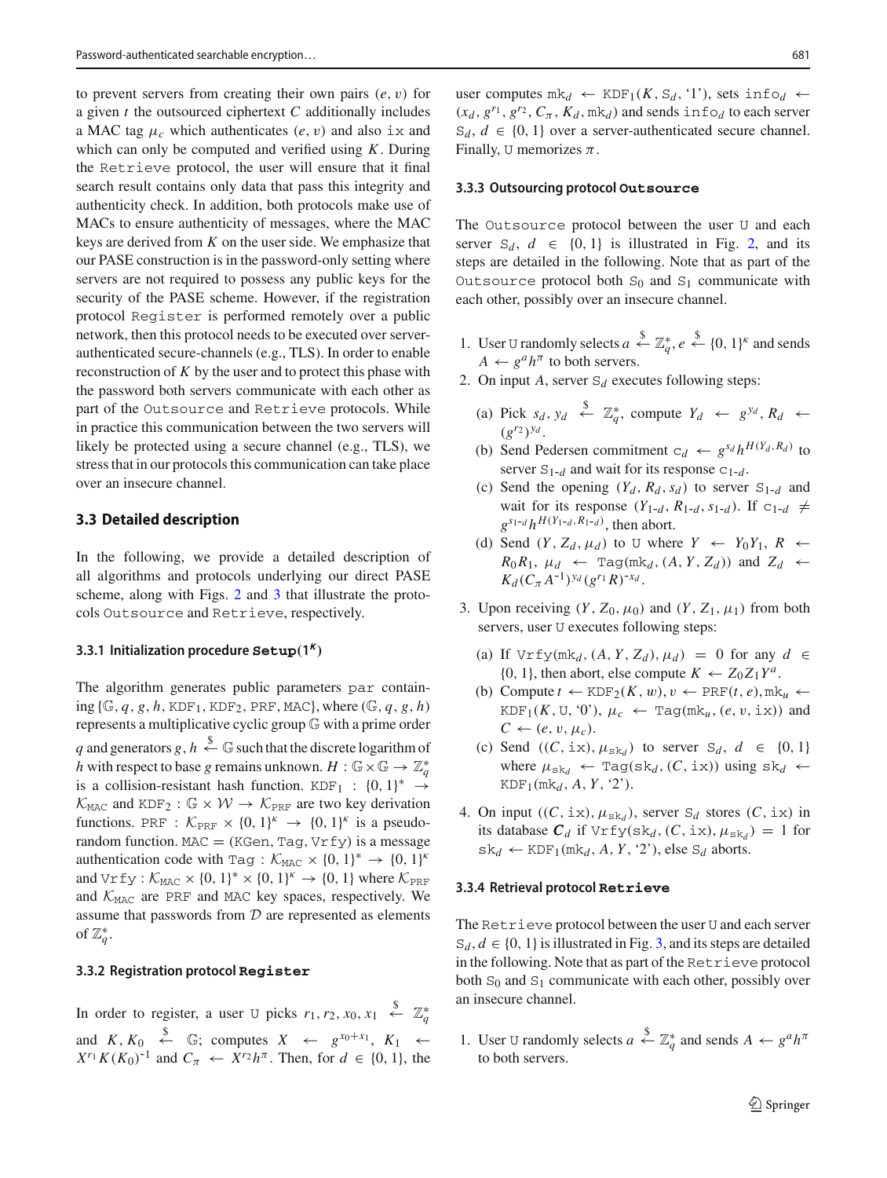to prevent servers from creating their own pairs $(e, v)$ for a given $t$ the outsourced ciphertext $C$ additionally includes a MAC tag $\mu_c$ which authenticates $(e, v)$ and also $\mathtt{ix}$ and which can only be computed and verified using $K$. During the Retrieve protocol, the user will ensure that it final search result contains only data that pass this integrity and authenticity check. In addition, both protocols make use of MACs to ensure authenticity of messages, where the MAC keys are derived from $K$ on the user side. We emphasize that our PASE construction is in the password-only setting where servers are not required to possess any public keys for the security of the PASE scheme. However, if the registration protocol Register is performed remotely over a public network, then this protocol needs to be executed over server-authenticated secure-channels (e.g., TLS). In order to enable reconstruction of $K$ by the user and to protect this phase with the password both servers communicate with each other as part of the Outsource and Retrieve protocols. While in practice this communication between the two servers will likely be protected using a secure channel (e.g., TLS), we stress that in our protocols this communication can take place over an insecure channel.

### 3.3 Detailed description

In the following, we provide a detailed description of all algorithms and protocols underlying our direct PASE scheme, along with Figs. 2 and 3 that illustrate the protocols Outsource and Retrieve, respectively.

#### 3.3.1 Initialization procedure $\mathtt{Setup}(1^\kappa)$

The algorithm generates public parameters $\mathtt{par}$ containing $\{\mathbb{G}, q, g, h, \mathtt{KDF}_1, \mathtt{KDF}_2, \mathtt{PRF}, \mathtt{MAC}\}$, where $(\mathbb{G}, q, g, h)$ represents a multiplicative cyclic group $\mathbb{G}$ with a prime order $q$ and generators $g, h \xleftarrow{\$} \mathbb{G}$ such that the discrete logarithm of $h$ with respect to base $g$ remains unknown. $H : \mathbb{G} \times \mathbb{G} \to \mathbb{Z}_q^*$ is a collision-resistant hash function. $\mathtt{KDF}_1 : \{0,1\}^* \to \mathcal{K}_{\mathtt{MAC}}$ and $\mathtt{KDF}_2 : \mathbb{G} \times \mathcal{W} \to \mathcal{K}_{\mathtt{PRF}}$ are two key derivation functions. $\mathtt{PRF} : \mathcal{K}_{\mathtt{PRF}} \times \{0,1\}^\kappa \to \{0,1\}^\kappa$ is a pseudorandom function. $\mathtt{MAC} = (\mathtt{KGen}, \mathtt{Tag}, \mathtt{Vrfy})$ is a message authentication code with $\mathtt{Tag} : \mathcal{K}_{\mathtt{MAC}} \times \{0,1\}^* \to \{0,1\}^\kappa$ and $\mathtt{Vrfy} : \mathcal{K}_{\mathtt{MAC}} \times \{0,1\}^* \times \{0,1\}^\kappa \to \{0,1\}$ where $\mathcal{K}_{\mathtt{PRF}}$ and $\mathcal{K}_{\mathtt{MAC}}$ are PRF and MAC key spaces, respectively. We assume that passwords from $\mathcal{D}$ are represented as elements of $\mathbb{Z}_q^*$.

#### 3.3.2 Registration protocol Register

In order to register, a user U picks $r_1, r_2, x_0, x_1 \xleftarrow{\$} \mathbb{Z}_q^*$ and $K, K_0 \xleftarrow{\$} \mathbb{G}$; computes $X \leftarrow g^{x_0+x_1}$, $K_1 \leftarrow X^{r_1} K (K_0)^{-1}$ and $C_\pi \leftarrow X^{r_2} h^\pi$. Then, for $d \in \{0,1\}$, the user computes $\mathtt{mk}_d \leftarrow \mathtt{KDF}_1(K, \mathtt{S}_d, \text{'1'})$, sets $\mathtt{info}_d \leftarrow (x_d, g^{r_1}, g^{r_2}, C_\pi, K_d, \mathtt{mk}_d)$ and sends $\mathtt{info}_d$ to each server $\mathtt{S}_d$, $d \in \{0,1\}$ over a server-authenticated secure channel. Finally, U memorizes $\pi$.

#### 3.3.3 Outsourcing protocol Outsource

The Outsource protocol between the user U and each server $\mathtt{S}_d$, $d \in \{0,1\}$ is illustrated in Fig. 2, and its steps are detailed in the following. Note that as part of the Outsource protocol both $\mathtt{S}_0$ and $\mathtt{S}_1$ communicate with each other, possibly over an insecure channel.

1. User U randomly selects $a \xleftarrow{\$} \mathbb{Z}_q^*$, $e \xleftarrow{\$} \{0,1\}^\kappa$ and sends $A \leftarrow g^a h^\pi$ to both servers.
2. On input $A$, server $\mathtt{S}_d$ executes following steps:
   (a) Pick $s_d, y_d \xleftarrow{\$} \mathbb{Z}_q^*$, compute $Y_d \leftarrow g^{y_d}$, $R_d \leftarrow (g^{r_2})^{y_d}$.
   (b) Send Pedersen commitment $\mathtt{c}_d \leftarrow g^{s_d} h^{H(Y_d, R_d)}$ to server $\mathtt{S}_{1\text{-}d}$ and wait for its response $\mathtt{c}_{1\text{-}d}$.
   (c) Send the opening $(Y_d, R_d, s_d)$ to server $\mathtt{S}_{1\text{-}d}$ and wait for its response $(Y_{1\text{-}d}, R_{1\text{-}d}, s_{1\text{-}d})$. If $\mathtt{c}_{1\text{-}d} \neq g^{s_{1\text{-}d}} h^{H(Y_{1\text{-}d}, R_{1\text{-}d})}$, then abort.
   (d) Send $(Y, Z_d, \mu_d)$ to U where $Y \leftarrow Y_0 Y_1$, $R \leftarrow R_0 R_1$, $\mu_d \leftarrow \mathtt{Tag}(\mathtt{mk}_d, (A, Y, Z_d))$ and $Z_d \leftarrow K_d (C_\pi A^{-1})^{y_d} (g^{r_1} R)^{-x_d}$.
3. Upon receiving $(Y, Z_0, \mu_0)$ and $(Y, Z_1, \mu_1)$ from both servers, user U executes following steps:
   (a) If $\mathtt{Vrfy}(\mathtt{mk}_d, (A, Y, Z_d), \mu_d) = 0$ for any $d \in \{0,1\}$, then abort, else compute $K \leftarrow Z_0 Z_1 Y^a$.
   (b) Compute $t \leftarrow \mathtt{KDF}_2(K, w)$, $v \leftarrow \mathtt{PRF}(t, e)$, $\mathtt{mk}_u \leftarrow \mathtt{KDF}_1(K, \mathtt{U}, \text{'0'})$, $\mu_c \leftarrow \mathtt{Tag}(\mathtt{mk}_u, (e, v, \mathtt{ix}))$ and $C \leftarrow (e, v, \mu_c)$.
   (c) Send $((C, \mathtt{ix}), \mu_{\mathtt{sk}_d})$ to server $\mathtt{S}_d$, $d \in \{0,1\}$ where $\mu_{\mathtt{sk}_d} \leftarrow \mathtt{Tag}(\mathtt{sk}_d, (C, \mathtt{ix}))$ using $\mathtt{sk}_d \leftarrow \mathtt{KDF}_1(\mathtt{mk}_d, A, Y, \text{'2'})$.
4. On input $((C, \mathtt{ix}), \mu_{\mathtt{sk}_d})$, server $\mathtt{S}_d$ stores $(C, \mathtt{ix})$ in its database $\boldsymbol{C}_d$ if $\mathtt{Vrfy}(\mathtt{sk}_d, (C, \mathtt{ix}), \mu_{\mathtt{sk}_d}) = 1$ for $\mathtt{sk}_d \leftarrow \mathtt{KDF}_1(\mathtt{mk}_d, A, Y, \text{'2'})$, else $\mathtt{S}_d$ aborts.

#### 3.3.4 Retrieval protocol Retrieve

The Retrieve protocol between the user U and each server $\mathtt{S}_d$, $d \in \{0,1\}$ is illustrated in Fig. 3, and its steps are detailed in the following. Note that as part of the Retrieve protocol both $\mathtt{S}_0$ and $\mathtt{S}_1$ communicate with each other, possibly over an insecure channel.

1. User U randomly selects $a \xleftarrow{\$} \mathbb{Z}_q^*$ and sends $A \leftarrow g^a h^\pi$ to both servers.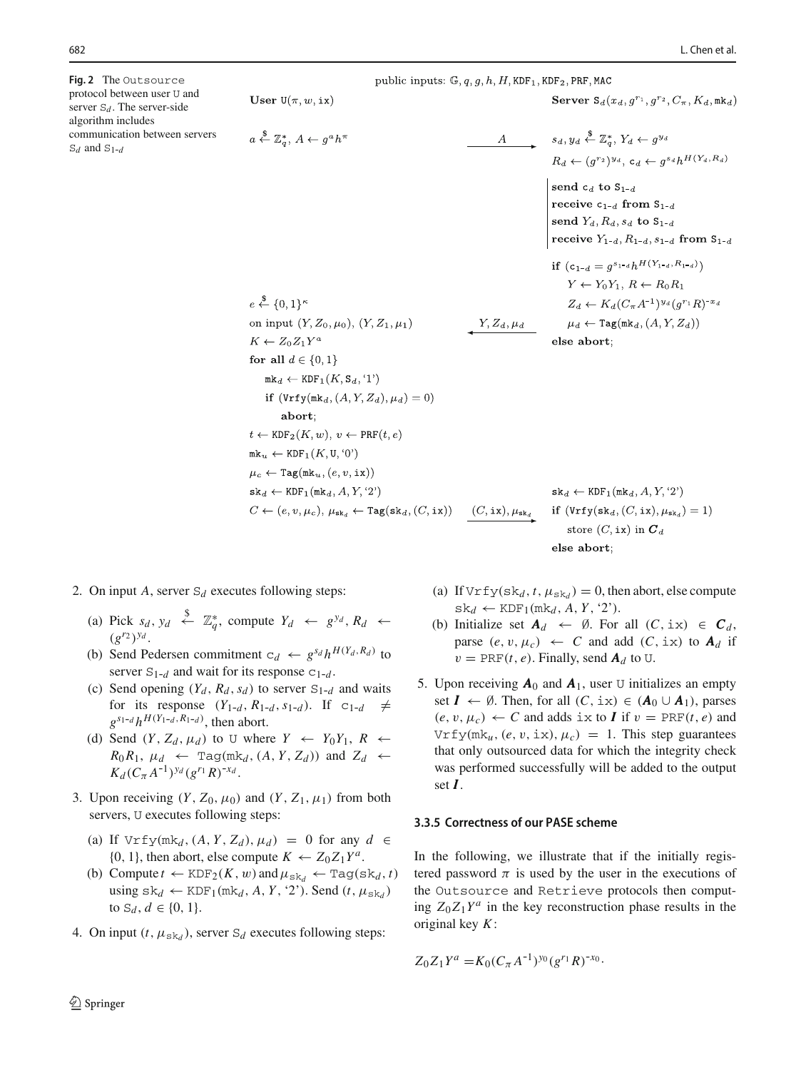**Fig. 2** The Outsource protocol between user U and server $S_d$. The server-side algorithm includes communication between servers $S_d$ and $S_{1\text{-}d}$

public inputs: $\mathbb{G}, q, g, h, H, \mathtt{KDF_1}, \mathtt{KDF_2}, \mathtt{PRF}, \mathtt{MAC}$

**User** $\mathtt{U}(\pi, w, \mathtt{ix})$ — **Server** $\mathtt{S}_d(x_d, g^{r_1}, g^{r_2}, C_\pi, K_d, \mathtt{mk}_d)$

User: $a \xleftarrow{\$} \mathbb{Z}_q^*,\ A \leftarrow g^a h^\pi$ $\quad \xrightarrow{A}$

Server: $s_d, y_d \xleftarrow{\$} \mathbb{Z}_q^*,\ Y_d \leftarrow g^{y_d}$

$R_d \leftarrow (g^{r_2})^{y_d},\ \mathtt{c}_d \leftarrow g^{s_d} h^{H(Y_d, R_d)}$

**send** $\mathtt{c}_d$ **to** $\mathtt{S}_{1\text{-}d}$
**receive** $\mathtt{c}_{1\text{-}d}$ **from** $\mathtt{S}_{1\text{-}d}$
**send** $Y_d, R_d, s_d$ **to** $\mathtt{S}_{1\text{-}d}$
**receive** $Y_{1\text{-}d}, R_{1\text{-}d}, s_{1\text{-}d}$ **from** $\mathtt{S}_{1\text{-}d}$

**if** $(\mathtt{c}_{1\text{-}d} = g^{s_{1\text{-}d}} h^{H(Y_{1\text{-}d}, R_{1\text{-}d})})$
 $Y \leftarrow Y_0 Y_1,\ R \leftarrow R_0 R_1$
 $Z_d \leftarrow K_d (C_\pi A^{-1})^{y_d} (g^{r_1} R)^{-x_d}$
 $\mu_d \leftarrow \mathtt{Tag}(\mathtt{mk}_d, (A, Y, Z_d))$
**else abort**;

$\xleftarrow{Y, Z_d, \mu_d}$

User:
$e \xleftarrow{\$} \{0,1\}^\kappa$
on input $(Y, Z_0, \mu_0),\ (Y, Z_1, \mu_1)$
$K \leftarrow Z_0 Z_1 Y^a$
**for all** $d \in \{0,1\}$
 $\mathtt{mk}_d \leftarrow \mathtt{KDF_1}(K, \mathtt{S}_d, \text{'1'})$
 **if** $(\mathtt{Vrfy}(\mathtt{mk}_d, (A, Y, Z_d), \mu_d) = 0)$
  **abort**;
$t \leftarrow \mathtt{KDF_2}(K, w),\ v \leftarrow \mathtt{PRF}(t, e)$
$\mathtt{mk}_u \leftarrow \mathtt{KDF_1}(K, \mathtt{U}, \text{'0'})$
$\mu_c \leftarrow \mathtt{Tag}(\mathtt{mk}_u, (e, v, \mathtt{ix}))$
$\mathtt{sk}_d \leftarrow \mathtt{KDF_1}(\mathtt{mk}_d, A, Y, \text{'2'})$
$C \leftarrow (e, v, \mu_c),\ \mu_{\mathtt{sk}_d} \leftarrow \mathtt{Tag}(\mathtt{sk}_d, (C, \mathtt{ix}))$ $\quad \xrightarrow{(C, \mathtt{ix}), \mu_{\mathtt{sk}_d}}$

Server:
$\mathtt{sk}_d \leftarrow \mathtt{KDF_1}(\mathtt{mk}_d, A, Y, \text{'2'})$
**if** $(\mathtt{Vrfy}(\mathtt{sk}_d, (C, \mathtt{ix}), \mu_{\mathtt{sk}_d}) = 1)$
 store $(C, \mathtt{ix})$ in $\boldsymbol{C}_d$
**else abort**;

2. On input $A$, server $\mathtt{S}_d$ executes following steps:
   (a) Pick $s_d, y_d \xleftarrow{\$} \mathbb{Z}_q^*$, compute $Y_d \leftarrow g^{y_d}$, $R_d \leftarrow (g^{r_2})^{y_d}$.
   (b) Send Pedersen commitment $\mathtt{c}_d \leftarrow g^{s_d} h^{H(Y_d, R_d)}$ to server $\mathtt{S}_{1\text{-}d}$ and wait for its response $\mathtt{c}_{1\text{-}d}$.
   (c) Send opening $(Y_d, R_d, s_d)$ to server $\mathtt{S}_{1\text{-}d}$ and waits for its response $(Y_{1\text{-}d}, R_{1\text{-}d}, s_{1\text{-}d})$. If $\mathtt{c}_{1\text{-}d} \neq g^{s_{1\text{-}d}} h^{H(Y_{1\text{-}d}, R_{1\text{-}d})}$, then abort.
   (d) Send $(Y, Z_d, \mu_d)$ to U where $Y \leftarrow Y_0 Y_1$, $R \leftarrow R_0 R_1$, $\mu_d \leftarrow \mathtt{Tag}(\mathtt{mk}_d, (A, Y, Z_d))$ and $Z_d \leftarrow K_d (C_\pi A^{-1})^{y_d} (g^{r_1} R)^{-x_d}$.
3. Upon receiving $(Y, Z_0, \mu_0)$ and $(Y, Z_1, \mu_1)$ from both servers, U executes following steps:
   (a) If $\mathtt{Vrfy}(\mathtt{mk}_d, (A, Y, Z_d), \mu_d) = 0$ for any $d \in \{0, 1\}$, then abort, else compute $K \leftarrow Z_0 Z_1 Y^a$.
   (b) Compute $t \leftarrow \mathtt{KDF_2}(K, w)$ and $\mu_{\mathtt{sk}_d} \leftarrow \mathtt{Tag}(\mathtt{sk}_d, t)$ using $\mathtt{sk}_d \leftarrow \mathtt{KDF_1}(\mathtt{mk}_d, A, Y, \text{'2'})$. Send $(t, \mu_{\mathtt{sk}_d})$ to $\mathtt{S}_d$, $d \in \{0, 1\}$.
4. On input $(t, \mu_{\mathtt{sk}_d})$, server $\mathtt{S}_d$ executes following steps:
   (a) If $\mathtt{Vrfy}(\mathtt{sk}_d, t, \mu_{\mathtt{sk}_d}) = 0$, then abort, else compute $\mathtt{sk}_d \leftarrow \mathtt{KDF_1}(\mathtt{mk}_d, A, Y, \text{'2'})$.
   (b) Initialize set $\boldsymbol{A}_d \leftarrow \emptyset$. For all $(C, \mathtt{ix}) \in \boldsymbol{C}_d$, parse $(e, v, \mu_c) \leftarrow C$ and add $(C, \mathtt{ix})$ to $\boldsymbol{A}_d$ if $v = \mathtt{PRF}(t, e)$. Finally, send $\boldsymbol{A}_d$ to U.
5. Upon receiving $\boldsymbol{A}_0$ and $\boldsymbol{A}_1$, user U initializes an empty set $\boldsymbol{I} \leftarrow \emptyset$. Then, for all $(C, \mathtt{ix}) \in (\boldsymbol{A}_0 \cup \boldsymbol{A}_1)$, parses $(e, v, \mu_c) \leftarrow C$ and adds ix to $\boldsymbol{I}$ if $v = \mathtt{PRF}(t, e)$ and $\mathtt{Vrfy}(\mathtt{mk}_u, (e, v, \mathtt{ix}), \mu_c) = 1$. This step guarantees that only outsourced data for which the integrity check was performed successfully will be added to the output set $\boldsymbol{I}$.

### 3.3.5 Correctness of our PASE scheme

In the following, we illustrate that if the initially registered password $\pi$ is used by the user in the executions of the Outsource and Retrieve protocols then computing $Z_0 Z_1 Y^a$ in the key reconstruction phase results in the original key $K$:

$$Z_0 Z_1 Y^a = K_0 (C_\pi A^{-1})^{y_0} (g^{r_1} R)^{-x_0} \cdot$$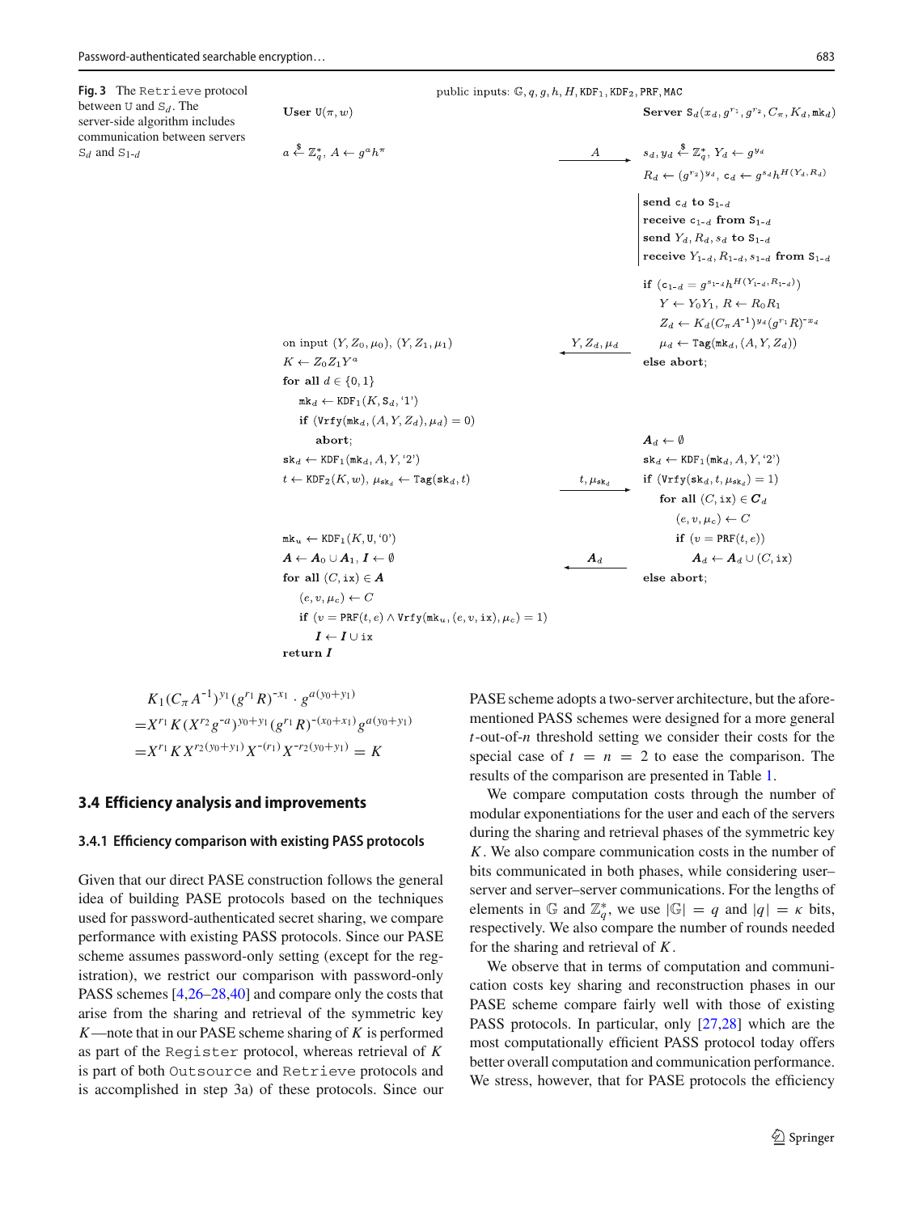**Fig. 3** The Retrieve protocol between U and $S_d$. The server-side algorithm includes communication between servers $S_d$ and $S_{1-d}$

public inputs: $\mathbb{G}, q, g, h, H, \mathtt{KDF}_1, \mathtt{KDF}_2, \mathtt{PRF}, \mathtt{MAC}$

**User** $\mathtt{U}(\pi, w)$

**Server** $\mathtt{S}_d(x_d, g^{r_1}, g^{r_2}, C_\pi, K_d, \mathtt{mk}_d)$

```
User U(π, w)                                              Server S_d(x_d, g^{r1}, g^{r2}, C_π, K_d, mk_d)

a ←$ Z_q*, A ← g^a h^π              ---- A ---->          s_d, y_d ←$ Z_q*, Y_d ← g^{y_d}
                                                           R_d ← (g^{r2})^{y_d}, c_d ← g^{s_d} h^{H(Y_d, R_d)}

                                                           send c_d to S_{1-d}
                                                           receive c_{1-d} from S_{1-d}
                                                           send Y_d, R_d, s_d to S_{1-d}
                                                           receive Y_{1-d}, R_{1-d}, s_{1-d} from S_{1-d}

                                                           if (c_{1-d} = g^{s_{1-d}} h^{H(Y_{1-d}, R_{1-d})})
                                                              Y ← Y_0 Y_1, R ← R_0 R_1
                                                              Z_d ← K_d (C_π A^{-1})^{y_d} (g^{r1} R)^{-x_d}
on input (Y, Z_0, μ_0), (Y, Z_1, μ_1) <-- Y, Z_d, μ_d --  μ_d ← Tag(mk_d, (A, Y, Z_d))
K ← Z_0 Z_1 Y^a                                            else abort;
for all d ∈ {0,1}
   mk_d ← KDF_1(K, S_d, '1')
   if (Vrfy(mk_d, (A, Y, Z_d), μ_d) = 0)
      abort;                                               A_d ← ∅
sk_d ← KDF_1(mk_d, A, Y, '2')                              sk_d ← KDF_1(mk_d, A, Y, '2')
t ← KDF_2(K, w), μ_{sk_d} ← Tag(sk_d, t) -- t, μ_{sk_d} --> if (Vrfy(sk_d, t, μ_{sk_d}) = 1)
                                                              for all (C, ix) ∈ C_d
                                                                 (e, v, μ_c) ← C
mk_u ← KDF_1(K, U, '0')                                          if (v = PRF(t, e))
A ← A_0 ∪ A_1, I ← ∅                <---- A_d ----                  A_d ← A_d ∪ (C, ix)
for all (C, ix) ∈ A                                        else abort;
   (e, v, μ_c) ← C
   if (v = PRF(t, e) ∧ Vrfy(mk_u, (e, v, ix), μ_c) = 1)
      I ← I ∪ ix
return I
```

$$
\begin{aligned}
&K_1(C_\pi A^{-1})^{y_1}(g^{r_1}R)^{-x_1} \cdot g^{a(y_0+y_1)} \\
=&X^{r_1}K(X^{r_2}g^{-a})^{y_0+y_1}(g^{r_1}R)^{-(x_0+x_1)}g^{a(y_0+y_1)} \\
=&X^{r_1}KX^{r_2(y_0+y_1)}X^{-(r_1)}X^{-r_2(y_0+y_1)} = K
\end{aligned}
$$

### 3.4 Efficiency analysis and improvements

#### 3.4.1 Efficiency comparison with existing PASS protocols

Given that our direct PASE construction follows the general idea of building PASE protocols based on the techniques used for password-authenticated secret sharing, we compare performance with existing PASS protocols. Since our PASE scheme assumes password-only setting (except for the registration), we restrict our comparison with password-only PASS schemes [4,26–28,40] and compare only the costs that arise from the sharing and retrieval of the symmetric key $K$—note that in our PASE scheme sharing of $K$ is performed as part of the Register protocol, whereas retrieval of $K$ is part of both Outsource and Retrieve protocols and is accomplished in step 3a) of these protocols. Since our PASE scheme adopts a two-server architecture, but the aforementioned PASS schemes were designed for a more general $t$-out-of-$n$ threshold setting we consider their costs for the special case of $t = n = 2$ to ease the comparison. The results of the comparison are presented in Table 1.

We compare computation costs through the number of modular exponentiations for the user and each of the servers during the sharing and retrieval phases of the symmetric key $K$. We also compare communication costs in the number of bits communicated in both phases, while considering user–server and server–server communications. For the lengths of elements in $\mathbb{G}$ and $\mathbb{Z}_q^*$, we use $|\mathbb{G}| = q$ and $|q| = \kappa$ bits, respectively. We also compare the number of rounds needed for the sharing and retrieval of $K$.

We observe that in terms of computation and communication costs key sharing and reconstruction phases in our PASE scheme compare fairly well with those of existing PASS protocols. In particular, only [27,28] which are the most computationally efficient PASS protocol today offers better overall computation and communication performance. We stress, however, that for PASE protocols the efficiency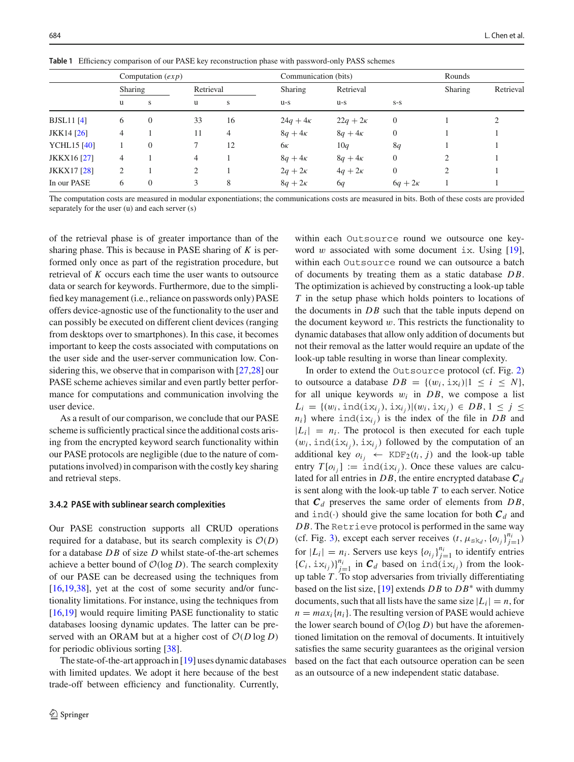**Table 1** Efficiency comparison of our PASE key reconstruction phase with password-only PASS schemes

| | Computation ($exp$) | | | | Communication (bits) | | | Rounds | |
|---|---|---|---|---|---|---|---|---|---|
| | Sharing | | Retrieval | | Sharing | Retrieval | | Sharing | Retrieval |
| | u | s | u | s | u-s | u-s | s-s | | |
| BJSL11 [4] | 6 | 0 | 33 | 16 | $24q + 4\kappa$ | $22q + 2\kappa$ | 0 | 1 | 2 |
| JKK14 [26] | 4 | 1 | 11 | 4 | $8q + 4\kappa$ | $8q + 4\kappa$ | 0 | 1 | 1 |
| YCHL15 [40] | 1 | 0 | 7 | 12 | $6\kappa$ | $10q$ | $8q$ | 1 | 1 |
| JKKX16 [27] | 4 | 1 | 4 | 1 | $8q + 4\kappa$ | $8q + 4\kappa$ | 0 | 2 | 1 |
| JKKX17 [28] | 2 | 1 | 2 | 1 | $2q + 2\kappa$ | $4q + 2\kappa$ | 0 | 2 | 1 |
| In our PASE | 6 | 0 | 3 | 8 | $8q + 2\kappa$ | $6q$ | $6q + 2\kappa$ | 1 | 1 |

The computation costs are measured in modular exponentiations; the communications costs are measured in bits. Both of these costs are provided separately for the user (u) and each server (s)

of the retrieval phase is of greater importance than of the sharing phase. This is because in PASE sharing of $K$ is performed only once as part of the registration procedure, but retrieval of $K$ occurs each time the user wants to outsource data or search for keywords. Furthermore, due to the simplified key management (i.e., reliance on passwords only) PASE offers device-agnostic use of the functionality to the user and can possibly be executed on different client devices (ranging from desktops over to smartphones). In this case, it becomes important to keep the costs associated with computations on the user side and the user-server communication low. Considering this, we observe that in comparison with [27,28] our PASE scheme achieves similar and even partly better performance for computations and communication involving the user device.

As a result of our comparison, we conclude that our PASE scheme is sufficiently practical since the additional costs arising from the encrypted keyword search functionality within our PASE protocols are negligible (due to the nature of computations involved) in comparison with the costly key sharing and retrieval steps.

#### 3.4.2 PASE with sublinear search complexities

Our PASE construction supports all CRUD operations required for a database, but its search complexity is $\mathcal{O}(D)$ for a database $DB$ of size $D$ whilst state-of-the-art schemes achieve a better bound of $\mathcal{O}(\log D)$. The search complexity of our PASE can be decreased using the techniques from [16,19,38], yet at the cost of some security and/or functionality limitations. For instance, using the techniques from [16,19] would require limiting PASE functionality to static databases loosing dynamic updates. The latter can be preserved with an ORAM but at a higher cost of $\mathcal{O}(D \log D)$ for periodic oblivious sorting [38].

The state-of-the-art approach in [19] uses dynamic databases with limited updates. We adopt it here because of the best trade-off between efficiency and functionality. Currently, within each `Outsource` round we outsource one keyword $w$ associated with some document $\mathtt{ix}$. Using [19], within each `Outsource` round we can outsource a batch of documents by treating them as a static database $DB$. The optimization is achieved by constructing a look-up table $T$ in the setup phase which holds pointers to locations of the documents in $DB$ such that the table inputs depend on the document keyword $w$. This restricts the functionality to dynamic databases that allow only addition of documents but not their removal as the latter would require an update of the look-up table resulting in worse than linear complexity.

In order to extend the `Outsource` protocol (cf. Fig. 2) to outsource a database $DB = \{(w_i, \mathtt{ix}_i) | 1 \le i \le N\}$, for all unique keywords $w_i$ in $DB$, we compose a list $L_i = \{(w_i, \mathtt{ind}(\mathtt{ix}_{i_j}), \mathtt{ix}_{i_j}) | (w_i, \mathtt{ix}_{i_j}) \in DB, 1 \le j \le n_i\}$ where $\mathtt{ind}(\mathtt{ix}_{i_j})$ is the index of the file in $DB$ and $|L_i| = n_i$. The protocol is then executed for each tuple $(w_i, \mathtt{ind}(\mathtt{ix}_{i_j}), \mathtt{ix}_{i_j})$ followed by the computation of an additional key $o_{i_j} \leftarrow \mathtt{KDF}_2(t_i, j)$ and the look-up table entry $T[o_{i_j}] := \mathtt{ind}(\mathtt{ix}_{i_j})$. Once these values are calculated for all entries in $DB$, the entire encrypted database $\boldsymbol{C}_d$ is sent along with the look-up table $T$ to each server. Notice that $\boldsymbol{C}_d$ preserves the same order of elements from $DB$, and $\mathtt{ind}(\cdot)$ should give the same location for both $\boldsymbol{C}_d$ and $DB$. The `Retrieve` protocol is performed in the same way (cf. Fig. 3), except each server receives $(t, \mu_{\mathtt{sk}_d}, \{o_{i_j}\}_{j=1}^{n_i})$ for $|L_i| = n_i$. Servers use keys $\{o_{i_j}\}_{j=1}^{n_i}$ to identify entries $\{C_i, \mathtt{ix}_{i_j})\}_{j=1}^{n_i}$ in $\boldsymbol{C}_d$ based on $\mathtt{ind}(\mathtt{ix}_{i_j})$ from the look-up table $T$. To stop adversaries from trivially differentiating based on the list size, [19] extends $DB$ to $DB^*$ with dummy documents, such that all lists have the same size $|L_i| = n$, for $n = max_i\{n_i\}$. The resulting version of PASE would achieve the lower search bound of $\mathcal{O}(\log D)$ but have the aforementioned limitation on the removal of documents. It intuitively satisfies the same security guarantees as the original version based on the fact that each outsource operation can be seen as an outsource of a new independent static database.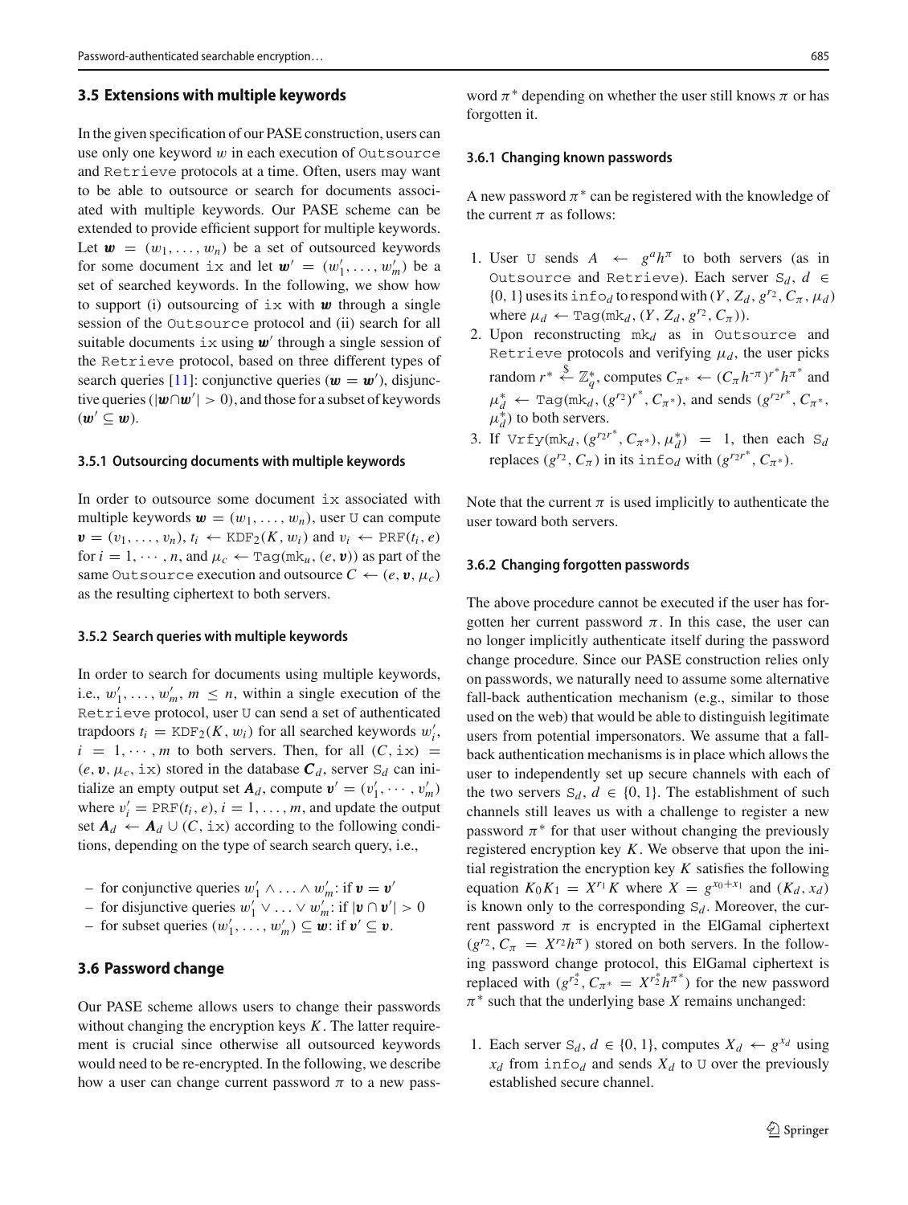### 3.5 Extensions with multiple keywords

In the given specification of our PASE construction, users can use only one keyword $w$ in each execution of Outsource and Retrieve protocols at a time. Often, users may want to be able to outsource or search for documents associated with multiple keywords. Our PASE scheme can be extended to provide efficient support for multiple keywords. Let $\boldsymbol{w} = (w_1, \ldots, w_n)$ be a set of outsourced keywords for some document ix and let $\boldsymbol{w}' = (w'_1, \ldots, w'_m)$ be a set of searched keywords. In the following, we show how to support (i) outsourcing of ix with $\boldsymbol{w}$ through a single session of the Outsource protocol and (ii) search for all suitable documents ix using $\boldsymbol{w}'$ through a single session of the Retrieve protocol, based on three different types of search queries [11]: conjunctive queries ($\boldsymbol{w} = \boldsymbol{w}'$), disjunctive queries ($|\boldsymbol{w} \cap \boldsymbol{w}'| > 0$), and those for a subset of keywords ($\boldsymbol{w}' \subseteq \boldsymbol{w}$).

#### 3.5.1 Outsourcing documents with multiple keywords

In order to outsource some document ix associated with multiple keywords $\boldsymbol{w} = (w_1, \ldots, w_n)$, user U can compute $\boldsymbol{v} = (v_1, \ldots, v_n)$, $t_i \leftarrow \mathtt{KDF}_2(K, w_i)$ and $v_i \leftarrow \mathtt{PRF}(t_i, e)$ for $i = 1, \cdots, n$, and $\mu_c \leftarrow \mathtt{Tag}(\mathtt{mk}_u, (e, \boldsymbol{v}))$ as part of the same Outsource execution and outsource $C \leftarrow (e, \boldsymbol{v}, \mu_c)$ as the resulting ciphertext to both servers.

#### 3.5.2 Search queries with multiple keywords

In order to search for documents using multiple keywords, i.e., $w'_1, \ldots, w'_m$, $m \leq n$, within a single execution of the Retrieve protocol, user U can send a set of authenticated trapdoors $t_i = \mathtt{KDF}_2(K, w_i)$ for all searched keywords $w'_i$, $i = 1, \cdots, m$ to both servers. Then, for all $(C, \mathtt{ix}) = (e, \boldsymbol{v}, \mu_c, \mathtt{ix})$ stored in the database $\boldsymbol{C}_d$, server $\mathtt{S}_d$ can initialize an empty output set $\boldsymbol{A}_d$, compute $\boldsymbol{v}' = (v'_1, \cdots, v'_m)$ where $v'_i = \mathtt{PRF}(t_i, e)$, $i = 1, \ldots, m$, and update the output set $\boldsymbol{A}_d \leftarrow \boldsymbol{A}_d \cup (C, \mathtt{ix})$ according to the following conditions, depending on the type of search search query, i.e.,

- for conjunctive queries $w'_1 \wedge \ldots \wedge w'_m$: if $\boldsymbol{v} = \boldsymbol{v}'$
- for disjunctive queries $w'_1 \vee \ldots \vee w'_m$: if $|\boldsymbol{v} \cap \boldsymbol{v}'| > 0$
- for subset queries $(w'_1, \ldots, w'_m) \subseteq \boldsymbol{w}$: if $\boldsymbol{v}' \subseteq \boldsymbol{v}$.

### 3.6 Password change

Our PASE scheme allows users to change their passwords without changing the encryption keys $K$. The latter requirement is crucial since otherwise all outsourced keywords would need to be re-encrypted. In the following, we describe how a user can change current password $\pi$ to a new password $\pi^*$ depending on whether the user still knows $\pi$ or has forgotten it.

#### 3.6.1 Changing known passwords

A new password $\pi^*$ can be registered with the knowledge of the current $\pi$ as follows:

1. User U sends $A \leftarrow g^a h^\pi$ to both servers (as in Outsource and Retrieve). Each server $\mathtt{S}_d$, $d \in \{0, 1\}$ uses its $\mathtt{info}_d$ to respond with $(Y, Z_d, g^{r_2}, C_\pi, \mu_d)$ where $\mu_d \leftarrow \mathtt{Tag}(\mathtt{mk}_d, (Y, Z_d, g^{r_2}, C_\pi))$.
2. Upon reconstructing $\mathtt{mk}_d$ as in Outsource and Retrieve protocols and verifying $\mu_d$, the user picks random $r^* \xleftarrow{\$} \mathbb{Z}_q^*$, computes $C_{\pi^*} \leftarrow (C_\pi h^{-\pi})^{r^*} h^{\pi^*}$ and $\mu_d^* \leftarrow \mathtt{Tag}(\mathtt{mk}_d, (g^{r_2})^{r^*}, C_{\pi^*})$, and sends $(g^{r_2 r^*}, C_{\pi^*}, \mu_d^*)$ to both servers.
3. If $\mathtt{Vrfy}(\mathtt{mk}_d, (g^{r_2 r^*}, C_{\pi^*}), \mu_d^*) = 1$, then each $\mathtt{S}_d$ replaces $(g^{r_2}, C_\pi)$ in its $\mathtt{info}_d$ with $(g^{r_2 r^*}, C_{\pi^*})$.

Note that the current $\pi$ is used implicitly to authenticate the user toward both servers.

#### 3.6.2 Changing forgotten passwords

The above procedure cannot be executed if the user has forgotten her current password $\pi$. In this case, the user can no longer implicitly authenticate itself during the password change procedure. Since our PASE construction relies only on passwords, we naturally need to assume some alternative fall-back authentication mechanism (e.g., similar to those used on the web) that would be able to distinguish legitimate users from potential impersonators. We assume that a fall-back authentication mechanisms is in place which allows the user to independently set up secure channels with each of the two servers $\mathtt{S}_d$, $d \in \{0, 1\}$. The establishment of such channels still leaves us with a challenge to register a new password $\pi^*$ for that user without changing the previously registered encryption key $K$. We observe that upon the initial registration the encryption key $K$ satisfies the following equation $K_0 K_1 = X^{r_1} K$ where $X = g^{x_0 + x_1}$ and $(K_d, x_d)$ is known only to the corresponding $\mathtt{S}_d$. Moreover, the current password $\pi$ is encrypted in the ElGamal ciphertext $(g^{r_2}, C_\pi = X^{r_2} h^\pi)$ stored on both servers. In the following password change protocol, this ElGamal ciphertext is replaced with $(g^{r_2^*}, C_{\pi^*} = X^{r_2^*} h^{\pi^*})$ for the new password $\pi^*$ such that the underlying base $X$ remains unchanged:

1. Each server $\mathtt{S}_d$, $d \in \{0, 1\}$, computes $X_d \leftarrow g^{x_d}$ using $x_d$ from $\mathtt{info}_d$ and sends $X_d$ to U over the previously established secure channel.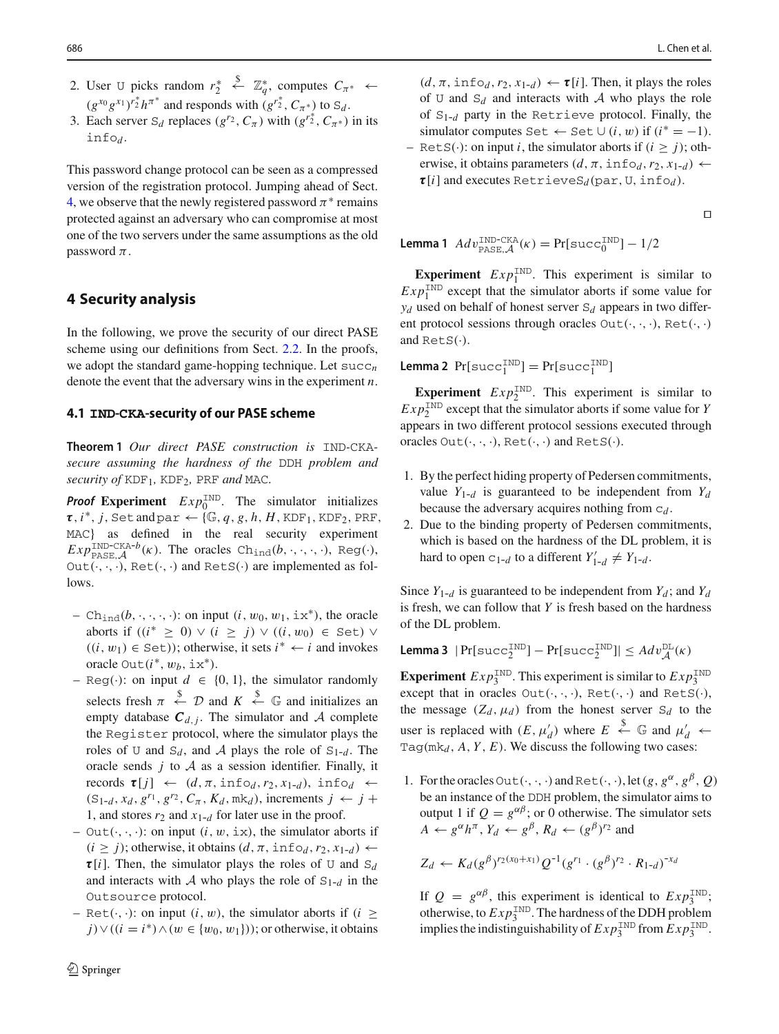2. User U picks random $r_2^* \xleftarrow{\$} \mathbb{Z}_q^*$, computes $C_{\pi^*} \leftarrow (g^{x_0} g^{x_1})^{r_2^*} h^{\pi^*}$ and responds with $(g^{r_2^*}, C_{\pi^*})$ to $\mathtt{S}_d$.
3. Each server $\mathtt{S}_d$ replaces $(g^{r_2}, C_\pi)$ with $(g^{r_2^*}, C_{\pi^*})$ in its $\mathtt{info}_d$.

This password change protocol can be seen as a compressed version of the registration protocol. Jumping ahead of Sect. 4, we observe that the newly registered password $\pi^*$ remains protected against an adversary who can compromise at most one of the two servers under the same assumptions as the old password $\pi$.

## 4 Security analysis

In the following, we prove the security of our direct PASE scheme using our definitions from Sect. 2.2. In the proofs, we adopt the standard game-hopping technique. Let $\mathtt{succ}_n$ denote the event that the adversary wins in the experiment $n$.

### 4.1 IND-CKA-security of our PASE scheme

**Theorem 1** *Our direct PASE construction is* IND-CKA-*secure assuming the hardness of the* DDH *problem and security of* $\mathtt{KDF}_1$*,* $\mathtt{KDF}_2$*,* PRF *and* MAC*.*

***Proof*** **Experiment** $Exp_0^{\mathtt{IND}}$. The simulator initializes $\boldsymbol{\tau}, i^*, j, \mathtt{Set}$ and $\mathtt{par} \leftarrow \{\mathbb{G}, q, g, h, H, \mathtt{KDF}_1, \mathtt{KDF}_2, \mathtt{PRF}, \mathtt{MAC}\}$ as defined in the real security experiment $Exp_{\mathtt{PASE},\mathcal{A}}^{\mathtt{IND\text{-}CKA}\text{-}b}(\kappa)$. The oracles $\mathtt{Ch_{ind}}(b, \cdot, \cdot, \cdot, \cdot)$, $\mathtt{Reg}(\cdot)$, $\mathtt{Out}(\cdot, \cdot, \cdot)$, $\mathtt{Ret}(\cdot, \cdot)$ and $\mathtt{RetS}(\cdot)$ are implemented as follows.

- $\mathtt{Ch_{ind}}(b, \cdot, \cdot, \cdot, \cdot)$: on input $(i, w_0, w_1, \mathtt{ix}^*)$, the oracle aborts if $((i^* \geq 0) \vee (i \geq j) \vee ((i, w_0) \in \mathtt{Set}) \vee ((i, w_1) \in \mathtt{Set}))$; otherwise, it sets $i^* \leftarrow i$ and invokes oracle $\mathtt{Out}(i^*, w_b, \mathtt{ix}^*)$.
- $\mathtt{Reg}(\cdot)$: on input $d \in \{0, 1\}$, the simulator randomly selects fresh $\pi \xleftarrow{\$} \mathcal{D}$ and $K \xleftarrow{\$} \mathbb{G}$ and initializes an empty database $\boldsymbol{C}_{d,j}$. The simulator and $\mathcal{A}$ complete the $\mathtt{Register}$ protocol, where the simulator plays the roles of U and $\mathtt{S}_d$, and $\mathcal{A}$ plays the role of $\mathtt{S}_{1\text{-}d}$. The oracle sends $j$ to $\mathcal{A}$ as a session identifier. Finally, it records $\boldsymbol{\tau}[j] \leftarrow (d, \pi, \mathtt{info}_d, r_2, x_{1\text{-}d})$, $\mathtt{info}_d \leftarrow (\mathtt{S}_{1\text{-}d}, x_d, g^{r_1}, g^{r_2}, C_\pi, K_d, \mathtt{mk}_d)$, increments $j \leftarrow j + 1$, and stores $r_2$ and $x_{1\text{-}d}$ for later use in the proof.
- $\mathtt{Out}(\cdot, \cdot, \cdot)$: on input $(i, w, \mathtt{ix})$, the simulator aborts if $(i \geq j)$; otherwise, it obtains $(d, \pi, \mathtt{info}_d, r_2, x_{1\text{-}d}) \leftarrow \boldsymbol{\tau}[i]$. Then, the simulator plays the roles of U and $\mathtt{S}_d$ and interacts with $\mathcal{A}$ who plays the role of $\mathtt{S}_{1\text{-}d}$ in the $\mathtt{Outsource}$ protocol.
- $\mathtt{Ret}(\cdot, \cdot)$: on input $(i, w)$, the simulator aborts if $(i \geq j) \vee ((i = i^*) \wedge (w \in \{w_0, w_1\}))$; or otherwise, it obtains $(d, \pi, \mathtt{info}_d, r_2, x_{1\text{-}d}) \leftarrow \boldsymbol{\tau}[i]$. Then, it plays the roles of U and $\mathtt{S}_d$ and interacts with $\mathcal{A}$ who plays the role of $\mathtt{S}_{1\text{-}d}$ party in the $\mathtt{Retrieve}$ protocol. Finally, the simulator computes $\mathtt{Set} \leftarrow \mathtt{Set} \cup (i, w)$ if $(i^* = -1)$.
- $\mathtt{RetS}(\cdot)$: on input $i$, the simulator aborts if $(i \geq j)$; otherwise, it obtains parameters $(d, \pi, \mathtt{info}_d, r_2, x_{1\text{-}d}) \leftarrow \boldsymbol{\tau}[i]$ and executes $\mathtt{RetrieveS}_d(\mathtt{par}, \mathtt{U}, \mathtt{info}_d)$.

□

**Lemma 1** $Adv_{\mathtt{PASE},\mathcal{A}}^{\mathtt{IND\text{-}CKA}}(\kappa) = \Pr[\mathtt{succ}_0^{\mathtt{IND}}] - 1/2$

**Experiment** $Exp_1^{\mathtt{IND}}$. This experiment is similar to $Exp_1^{\mathtt{IND}}$ except that the simulator aborts if some value for $y_d$ used on behalf of honest server $\mathtt{S}_d$ appears in two different protocol sessions through oracles $\mathtt{Out}(\cdot, \cdot, \cdot)$, $\mathtt{Ret}(\cdot, \cdot)$ and $\mathtt{RetS}(\cdot)$.

**Lemma 2** $\Pr[\mathtt{succ}_1^{\mathtt{IND}}] = \Pr[\mathtt{succ}_1^{\mathtt{IND}}]$

**Experiment** $Exp_2^{\mathtt{IND}}$. This experiment is similar to $Exp_2^{\mathtt{IND}}$ except that the simulator aborts if some value for $Y$ appears in two different protocol sessions executed through oracles $\mathtt{Out}(\cdot, \cdot, \cdot)$, $\mathtt{Ret}(\cdot, \cdot)$ and $\mathtt{RetS}(\cdot)$.

1. By the perfect hiding property of Pedersen commitments, value $Y_{1\text{-}d}$ is guaranteed to be independent from $Y_d$ because the adversary acquires nothing from $\mathtt{c}_d$.
2. Due to the binding property of Pedersen commitments, which is based on the hardness of the DL problem, it is hard to open $\mathtt{c}_{1\text{-}d}$ to a different $Y'_{1\text{-}d} \neq Y_{1\text{-}d}$.

Since $Y_{1\text{-}d}$ is guaranteed to be independent from $Y_d$; and $Y_d$ is fresh, we can follow that $Y$ is fresh based on the hardness of the DL problem.

**Lemma 3** $|\Pr[\mathtt{succ}_2^{\mathtt{IND}}] - \Pr[\mathtt{succ}_2^{\mathtt{IND}}]| \leq Adv_{\mathcal{A}}^{\mathtt{DL}}(\kappa)$

**Experiment** $Exp_3^{\mathtt{IND}}$. This experiment is similar to $Exp_3^{\mathtt{IND}}$ except that in oracles $\mathtt{Out}(\cdot, \cdot, \cdot)$, $\mathtt{Ret}(\cdot, \cdot)$ and $\mathtt{RetS}(\cdot)$, the message $(Z_d, \mu_d)$ from the honest server $\mathtt{S}_d$ to the user is replaced with $(E, \mu'_d)$ where $E \xleftarrow{\$} \mathbb{G}$ and $\mu'_d \leftarrow \mathtt{Tag}(\mathtt{mk}_d, A, Y, E)$. We discuss the following two cases:

1. For the oracles $\mathtt{Out}(\cdot, \cdot, \cdot)$ and $\mathtt{Ret}(\cdot, \cdot)$, let $(g, g^\alpha, g^\beta, Q)$ be an instance of the DDH problem, the simulator aims to output 1 if $Q = g^{\alpha\beta}$; or 0 otherwise. The simulator sets $A \leftarrow g^\alpha h^\pi$, $Y_d \leftarrow g^\beta$, $R_d \leftarrow (g^\beta)^{r_2}$ and

$$Z_d \leftarrow K_d (g^\beta)^{r_2(x_0+x_1)} Q^{-1} (g^{r_1} \cdot (g^\beta)^{r_2} \cdot R_{1\text{-}d})^{-x_d}$$

If $Q = g^{\alpha\beta}$, this experiment is identical to $Exp_3^{\mathtt{IND}}$; otherwise, to $Exp_3^{\mathtt{IND}}$. The hardness of the DDH problem implies the indistinguishability of $Exp_3^{\mathtt{IND}}$ from $Exp_3^{\mathtt{IND}}$.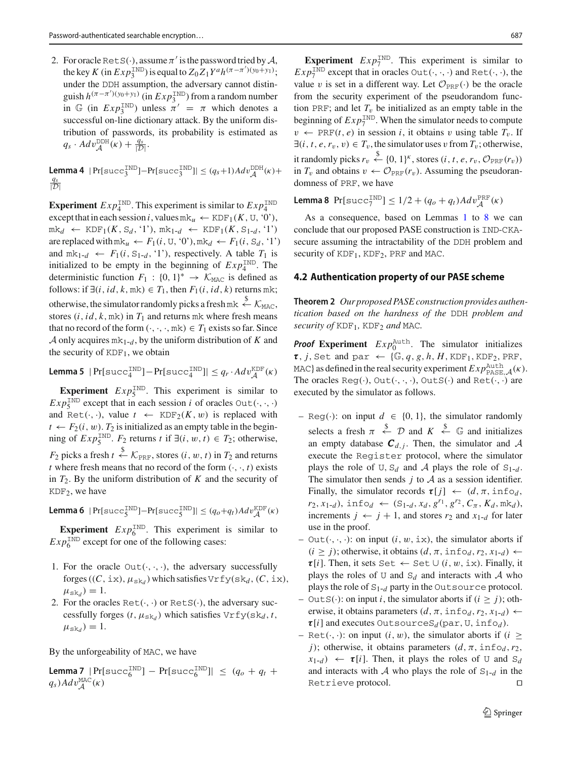2. For oracle $\texttt{RetS}(\cdot)$, assume $\pi'$ is the password tried by $\mathcal{A}$, the key $K$ (in $Exp_3^{\texttt{IND}}$) is equal to $Z_0 Z_1 Y^a h^{(\pi-\pi')(y_0+y_1)}$; under the DDH assumption, the adversary cannot distinguish $h^{(\pi-\pi')(y_0+y_1)}$ (in $Exp_3^{\texttt{IND}}$) from a random number in $\mathbb{G}$ (in $Exp_3^{\texttt{IND}}$) unless $\pi' = \pi$ which denotes a successful on-line dictionary attack. By the uniform distribution of passwords, its probability is estimated as $q_s \cdot Adv_{\mathcal{A}}^{\texttt{DDH}}(\kappa) + \frac{q_s}{|\mathcal{D}|}$.

**Lemma 4** $|\Pr[\texttt{succ}_3^{\texttt{IND}}] - \Pr[\texttt{succ}_3^{\texttt{IND}}]| \leq (q_s+1)Adv_{\mathcal{A}}^{\texttt{DDH}}(\kappa) + \frac{q_s}{|\mathcal{D}|}$

**Experiment** $Exp_4^{\texttt{IND}}$. This experiment is similar to $Exp_4^{\texttt{IND}}$ except that in each session $i$, values $\texttt{mk}_u \leftarrow \texttt{KDF}_1(K, \texttt{U}, \text{'0'})$, $\texttt{mk}_d \leftarrow \texttt{KDF}_1(K, \texttt{S}_d, \text{'1'})$, $\texttt{mk}_{1\text{-}d} \leftarrow \texttt{KDF}_1(K, \texttt{S}_{1\text{-}d}, \text{'1'})$ are replaced with $\texttt{mk}_u \leftarrow F_1(i, \texttt{U}, \text{'0'}), \texttt{mk}_d \leftarrow F_1(i, \texttt{S}_d, \text{'1'})$ and $\texttt{mk}_{1\text{-}d} \leftarrow F_1(i, \texttt{S}_{1\text{-}d}, \text{'1'})$, respectively. A table $T_1$ is initialized to be empty in the beginning of $Exp_4^{\texttt{IND}}$. The deterministic function $F_1 : \{0,1\}^* \rightarrow \mathcal{K}_{\texttt{MAC}}$ is defined as follows: if $\exists(i, id, k, \texttt{mk}) \in T_1$, then $F_1(i, id, k)$ returns $\texttt{mk}$; otherwise, the simulator randomly picks a fresh $\texttt{mk} \overset{\$}{\leftarrow} \mathcal{K}_{\texttt{MAC}}$, stores $(i, id, k, \texttt{mk})$ in $T_1$ and returns $\texttt{mk}$ where fresh means that no record of the form $(\cdot,\cdot,\cdot,\texttt{mk}) \in T_1$ exists so far. Since $\mathcal{A}$ only acquires $\texttt{mk}_{1\text{-}d}$, by the uniform distribution of $K$ and the security of $\texttt{KDF}_1$, we obtain

**Lemma 5** $|\Pr[\texttt{succ}_4^{\texttt{IND}}] - \Pr[\texttt{succ}_4^{\texttt{IND}}]| \leq q_r \cdot Adv_{\mathcal{A}}^{\texttt{KDF}}(\kappa)$

**Experiment** $Exp_5^{\texttt{IND}}$. This experiment is similar to $Exp_5^{\texttt{IND}}$ except that in each session $i$ of oracles $\texttt{Out}(\cdot,\cdot,\cdot)$ and $\texttt{Ret}(\cdot,\cdot)$, value $t \leftarrow \texttt{KDF}_2(K, w)$ is replaced with $t \leftarrow F_2(i, w)$. $T_2$ is initialized as an empty table in the beginning of $Exp_5^{\texttt{IND}}$. $F_2$ returns $t$ if $\exists(i, w, t) \in T_2$; otherwise, $F_2$ picks a fresh $t \overset{\$}{\leftarrow} \mathcal{K}_{\texttt{PRF}}$, stores $(i, w, t)$ in $T_2$ and returns $t$ where fresh means that no record of the form $(\cdot,\cdot,t)$ exists in $T_2$. By the uniform distribution of $K$ and the security of $\texttt{KDF}_2$, we have

**Lemma 6** $|\Pr[\texttt{succ}_5^{\texttt{IND}}] - \Pr[\texttt{succ}_5^{\texttt{IND}}]| \leq (q_o+q_t)Adv_{\mathcal{A}}^{\texttt{KDF}}(\kappa)$

**Experiment** $Exp_6^{\texttt{IND}}$. This experiment is similar to $Exp_6^{\texttt{IND}}$ except for one of the following cases:

1. For the oracle $\texttt{Out}(\cdot,\cdot,\cdot)$, the adversary successfully forges $((C, \texttt{ix}), \mu_{\texttt{sk}_d})$ which satisfies $\texttt{Vrfy}(\texttt{sk}_d, (C, \texttt{ix}), \mu_{\texttt{sk}_d}) = 1$.
2. For the oracles $\texttt{Ret}(\cdot,\cdot)$ or $\texttt{RetS}(\cdot)$, the adversary successfully forges $(t, \mu_{\texttt{sk}_d})$ which satisfies $\texttt{Vrfy}(\texttt{sk}_d, t, \mu_{\texttt{sk}_d}) = 1$.

By the unforgeability of MAC, we have

**Lemma 7** $|\Pr[\texttt{succ}_6^{\texttt{IND}}] - \Pr[\texttt{succ}_6^{\texttt{IND}}]| \leq (q_o + q_t + q_s)Adv_{\mathcal{A}}^{\texttt{MAC}}(\kappa)$

**Experiment** $Exp_7^{\texttt{IND}}$. This experiment is similar to $Exp_7^{\texttt{IND}}$ except that in oracles $\texttt{Out}(\cdot,\cdot,\cdot)$ and $\texttt{Ret}(\cdot,\cdot)$, the value $v$ is set in a different way. Let $\mathcal{O}_{\texttt{PRF}}(\cdot)$ be the oracle from the security experiment of the pseudorandom function PRF; and let $T_v$ be initialized as an empty table in the beginning of $Exp_7^{\texttt{IND}}$. When the simulator needs to compute $v \leftarrow \texttt{PRF}(t, e)$ in session $i$, it obtains $v$ using table $T_v$. If $\exists(i, t, e, r_v, v) \in T_v$, the simulator uses $v$ from $T_v$; otherwise, it randomly picks $r_v \overset{\$}{\leftarrow} \{0,1\}^\kappa$, stores $(i, t, e, r_v, \mathcal{O}_{\texttt{PRF}}(r_v))$ in $T_v$ and obtains $v \leftarrow \mathcal{O}_{\texttt{PRF}}(r_v)$. Assuming the pseudorandomness of PRF, we have

**Lemma 8** $\Pr[\texttt{succ}_7^{\texttt{IND}}] \leq 1/2 + (q_o + q_t)Adv_{\mathcal{A}}^{\texttt{PRF}}(\kappa)$

As a consequence, based on Lemmas 1 to 8 we can conclude that our proposed PASE construction is IND-CKA-secure assuming the intractability of the DDH problem and security of $\texttt{KDF}_1$, $\texttt{KDF}_2$, PRF and MAC.

### 4.2 Authentication property of our PASE scheme

**Theorem 2** *Our proposed PASE construction provides authentication based on the hardness of the* DDH *problem and security of* $\texttt{KDF}_1$, $\texttt{KDF}_2$ *and* MAC.

***Proof*** **Experiment** $Exp_0^{\texttt{Auth}}$. The simulator initializes $\boldsymbol{\tau}$, $j$, Set and $\texttt{par} \leftarrow \{\mathbb{G}, q, g, h, H, \texttt{KDF}_1, \texttt{KDF}_2, \texttt{PRF}, \texttt{MAC}\}$ as defined in the real security experiment $Exp_{\texttt{PASE},\mathcal{A}}^{\texttt{Auth}}(\kappa)$. The oracles $\texttt{Reg}(\cdot)$, $\texttt{Out}(\cdot,\cdot,\cdot)$, $\texttt{OutS}(\cdot)$ and $\texttt{Ret}(\cdot,\cdot)$ are executed by the simulator as follows.

- $\texttt{Reg}(\cdot)$: on input $d \in \{0,1\}$, the simulator randomly selects a fresh $\pi \overset{\$}{\leftarrow} \mathcal{D}$ and $K \overset{\$}{\leftarrow} \mathbb{G}$ and initializes an empty database $\boldsymbol{C}_{d,j}$. Then, the simulator and $\mathcal{A}$ execute the Register protocol, where the simulator plays the role of $\texttt{U}$, $\texttt{S}_d$ and $\mathcal{A}$ plays the role of $\texttt{S}_{1\text{-}d}$. The simulator then sends $j$ to $\mathcal{A}$ as a session identifier. Finally, the simulator records $\boldsymbol{\tau}[j] \leftarrow (d, \pi, \texttt{info}_d, r_2, x_{1\text{-}d})$, $\texttt{info}_d \leftarrow (\texttt{S}_{1\text{-}d}, x_d, g^{r_1}, g^{r_2}, C_\pi, K_d, \texttt{mk}_d)$, increments $j \leftarrow j+1$, and stores $r_2$ and $x_{1\text{-}d}$ for later use in the proof.
- $\texttt{Out}(\cdot,\cdot,\cdot)$: on input $(i, w, \texttt{ix})$, the simulator aborts if $(i \geq j)$; otherwise, it obtains $(d, \pi, \texttt{info}_d, r_2, x_{1\text{-}d}) \leftarrow \boldsymbol{\tau}[i]$. Then, it sets $\texttt{Set} \leftarrow \texttt{Set} \cup (i, w, \texttt{ix})$. Finally, it plays the roles of $\texttt{U}$ and $\texttt{S}_d$ and interacts with $\mathcal{A}$ who plays the role of $\texttt{S}_{1\text{-}d}$ party in the Outsource protocol.
- $\texttt{OutS}(\cdot)$: on input $i$, the simulator aborts if $(i \geq j)$; otherwise, it obtains parameters $(d, \pi, \texttt{info}_d, r_2, x_{1\text{-}d}) \leftarrow \boldsymbol{\tau}[i]$ and executes $\texttt{OutsourceS}_d(\texttt{par}, \texttt{U}, \texttt{info}_d)$.
- $\texttt{Ret}(\cdot,\cdot)$: on input $(i, w)$, the simulator aborts if $(i \geq j)$; otherwise, it obtains parameters $(d, \pi, \texttt{info}_d, r_2, x_{1\text{-}d}) \leftarrow \boldsymbol{\tau}[i]$. Then, it plays the roles of $\texttt{U}$ and $\texttt{S}_d$ and interacts with $\mathcal{A}$ who plays the role of $\texttt{S}_{1\text{-}d}$ in the Retrieve protocol. □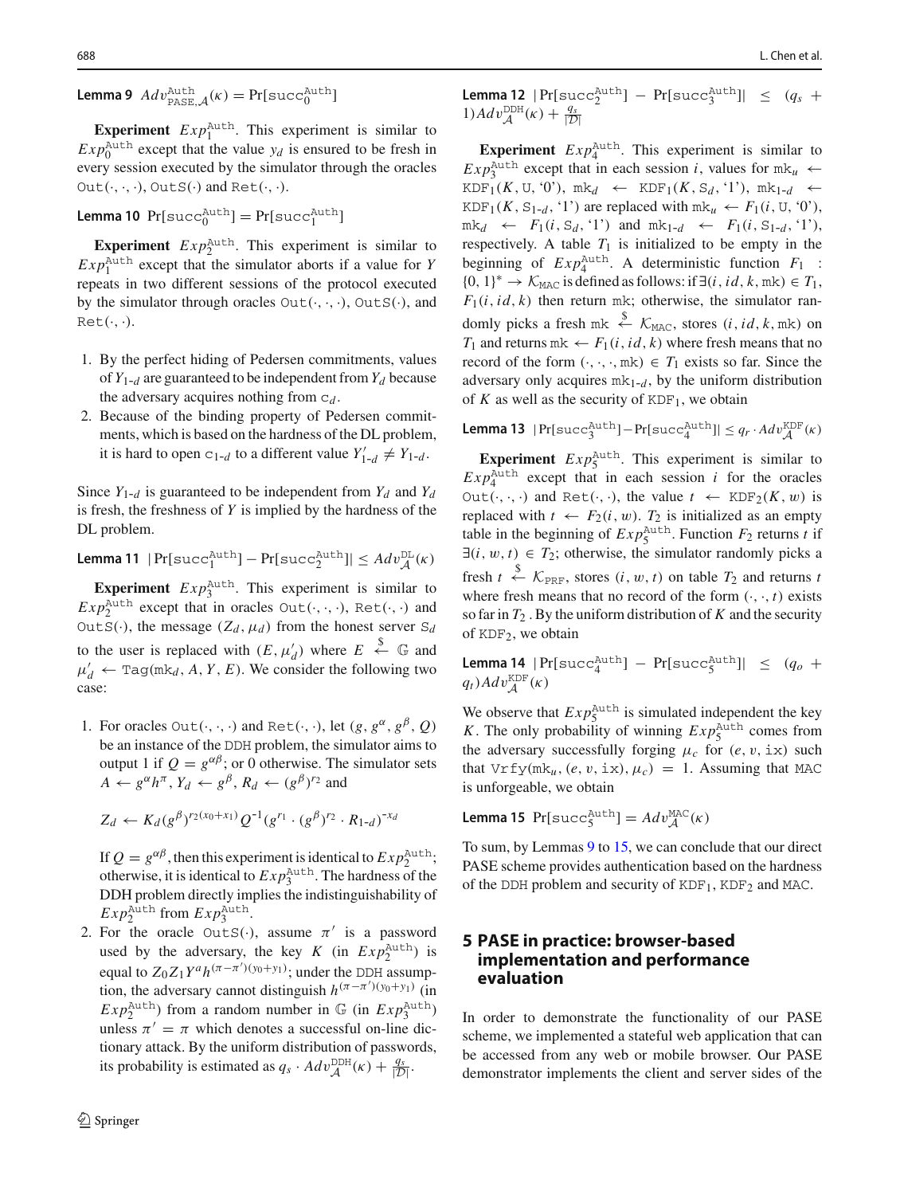**Lemma 9** $Adv^{\mathtt{Auth}}_{\mathtt{PASE},\mathcal{A}}(\kappa) = \Pr[\mathtt{succ}^{\mathtt{Auth}}_0]$

**Experiment** $Exp^{\mathtt{Auth}}_1$. This experiment is similar to $Exp^{\mathtt{Auth}}_0$ except that the value $y_d$ is ensured to be fresh in every session executed by the simulator through the oracles $\mathtt{Out}(\cdot,\cdot,\cdot)$, $\mathtt{OutS}(\cdot)$ and $\mathtt{Ret}(\cdot,\cdot)$.

**Lemma 10** $\Pr[\mathtt{succ}^{\mathtt{Auth}}_0] = \Pr[\mathtt{succ}^{\mathtt{Auth}}_1]$

**Experiment** $Exp^{\mathtt{Auth}}_2$. This experiment is similar to $Exp^{\mathtt{Auth}}_1$ except that the simulator aborts if a value for $Y$ repeats in two different sessions of the protocol executed by the simulator through oracles $\mathtt{Out}(\cdot,\cdot,\cdot)$, $\mathtt{OutS}(\cdot)$, and $\mathtt{Ret}(\cdot,\cdot)$.

1. By the perfect hiding of Pedersen commitments, values of $Y_{1\text{-}d}$ are guaranteed to be independent from $Y_d$ because the adversary acquires nothing from $\mathtt{c}_d$.
2. Because of the binding property of Pedersen commitments, which is based on the hardness of the DL problem, it is hard to open $\mathtt{c}_{1\text{-}d}$ to a different value $Y'_{1\text{-}d} \neq Y_{1\text{-}d}$.

Since $Y_{1\text{-}d}$ is guaranteed to be independent from $Y_d$ and $Y_d$ is fresh, the freshness of $Y$ is implied by the hardness of the DL problem.

**Lemma 11** $|\Pr[\mathtt{succ}^{\mathtt{Auth}}_1] - \Pr[\mathtt{succ}^{\mathtt{Auth}}_2]| \leq Adv^{\mathtt{DL}}_{\mathcal{A}}(\kappa)$

**Experiment** $Exp^{\mathtt{Auth}}_3$. This experiment is similar to $Exp^{\mathtt{Auth}}_2$ except that in oracles $\mathtt{Out}(\cdot,\cdot,\cdot)$, $\mathtt{Ret}(\cdot,\cdot)$ and $\mathtt{OutS}(\cdot)$, the message $(Z_d, \mu_d)$ from the honest server $\mathtt{S}_d$ to the user is replaced with $(E, \mu'_d)$ where $E \xleftarrow{\$} \mathbb{G}$ and $\mu'_d \leftarrow \mathtt{Tag}(\mathtt{mk}_d, A, Y, E)$. We consider the following two case:

1. For oracles $\mathtt{Out}(\cdot,\cdot,\cdot)$ and $\mathtt{Ret}(\cdot,\cdot)$, let $(g, g^{\alpha}, g^{\beta}, Q)$ be an instance of the DDH problem, the simulator aims to output 1 if $Q = g^{\alpha\beta}$; or 0 otherwise. The simulator sets $A \leftarrow g^{\alpha}h^{\pi}$, $Y_d \leftarrow g^{\beta}$, $R_d \leftarrow (g^{\beta})^{r_2}$ and

$$Z_d \leftarrow K_d(g^{\beta})^{r_2(x_0+x_1)}Q^{-1}(g^{r_1}\cdot(g^{\beta})^{r_2}\cdot R_{1\text{-}d})^{-x_d}$$

If $Q = g^{\alpha\beta}$, then this experiment is identical to $Exp^{\mathtt{Auth}}_2$; otherwise, it is identical to $Exp^{\mathtt{Auth}}_3$. The hardness of the DDH problem directly implies the indistinguishability of $Exp^{\mathtt{Auth}}_2$ from $Exp^{\mathtt{Auth}}_3$.
2. For the oracle $\mathtt{OutS}(\cdot)$, assume $\pi'$ is a password used by the adversary, the key $K$ (in $Exp^{\mathtt{Auth}}_2$) is equal to $Z_0Z_1Y^a h^{(\pi-\pi')(y_0+y_1)}$; under the DDH assumption, the adversary cannot distinguish $h^{(\pi-\pi')(y_0+y_1)}$ (in $Exp^{\mathtt{Auth}}_2$) from a random number in $\mathbb{G}$ (in $Exp^{\mathtt{Auth}}_3$) unless $\pi' = \pi$ which denotes a successful on-line dictionary attack. By the uniform distribution of passwords, its probability is estimated as $q_s \cdot Adv^{\mathtt{DDH}}_{\mathcal{A}}(\kappa) + \frac{q_s}{|\mathcal{D}|}$.

**Lemma 12** $|\Pr[\mathtt{succ}^{\mathtt{Auth}}_2] - \Pr[\mathtt{succ}^{\mathtt{Auth}}_3]| \leq (q_s + 1)Adv^{\mathtt{DDH}}_{\mathcal{A}}(\kappa) + \frac{q_s}{|\mathcal{D}|}$

**Experiment** $Exp^{\mathtt{Auth}}_4$. This experiment is similar to $Exp^{\mathtt{Auth}}_3$ except that in each session $i$, values for $\mathtt{mk}_u \leftarrow \mathtt{KDF}_1(K, \mathtt{U}, \text{'0'})$, $\mathtt{mk}_d \leftarrow \mathtt{KDF}_1(K, \mathtt{S}_d, \text{'1'})$, $\mathtt{mk}_{1\text{-}d} \leftarrow \mathtt{KDF}_1(K, \mathtt{S}_{1\text{-}d}, \text{'1'})$ are replaced with $\mathtt{mk}_u \leftarrow F_1(i, \mathtt{U}, \text{'0'})$, $\mathtt{mk}_d \leftarrow F_1(i, \mathtt{S}_d, \text{'1'})$ and $\mathtt{mk}_{1\text{-}d} \leftarrow F_1(i, \mathtt{S}_{1\text{-}d}, \text{'1'})$, respectively. A table $T_1$ is initialized to be empty in the beginning of $Exp^{\mathtt{Auth}}_4$. A deterministic function $F_1 : \{0,1\}^* \rightarrow \mathcal{K}_{\mathtt{MAC}}$ is defined as follows: if $\exists(i, id, k, \mathtt{mk}) \in T_1$, $F_1(i, id, k)$ then return $\mathtt{mk}$; otherwise, the simulator randomly picks a fresh $\mathtt{mk} \xleftarrow{\$} \mathcal{K}_{\mathtt{MAC}}$, stores $(i, id, k, \mathtt{mk})$ on $T_1$ and returns $\mathtt{mk} \leftarrow F_1(i, id, k)$ where fresh means that no record of the form $(\cdot,\cdot,\cdot,\mathtt{mk}) \in T_1$ exists so far. Since the adversary only acquires $\mathtt{mk}_{1\text{-}d}$, by the uniform distribution of $K$ as well as the security of $\mathtt{KDF}_1$, we obtain

**Lemma 13** $|\Pr[\mathtt{succ}^{\mathtt{Auth}}_3] - \Pr[\mathtt{succ}^{\mathtt{Auth}}_4]| \leq q_r \cdot Adv^{\mathtt{KDF}}_{\mathcal{A}}(\kappa)$

**Experiment** $Exp^{\mathtt{Auth}}_5$. This experiment is similar to $Exp^{\mathtt{Auth}}_4$ except that in each session $i$ for the oracles $\mathtt{Out}(\cdot,\cdot,\cdot)$ and $\mathtt{Ret}(\cdot,\cdot)$, the value $t \leftarrow \mathtt{KDF}_2(K, w)$ is replaced with $t \leftarrow F_2(i, w)$. $T_2$ is initialized as an empty table in the beginning of $Exp^{\mathtt{Auth}}_5$. Function $F_2$ returns $t$ if $\exists(i, w, t) \in T_2$; otherwise, the simulator randomly picks a fresh $t \xleftarrow{\$} \mathcal{K}_{\mathtt{PRF}}$, stores $(i, w, t)$ on table $T_2$ and returns $t$ where fresh means that no record of the form $(\cdot,\cdot,t)$ exists so far in $T_2$. By the uniform distribution of $K$ and the security of $\mathtt{KDF}_2$, we obtain

**Lemma 14** $|\Pr[\mathtt{succ}^{\mathtt{Auth}}_4] - \Pr[\mathtt{succ}^{\mathtt{Auth}}_5]| \leq (q_o + q_t)Adv^{\mathtt{KDF}}_{\mathcal{A}}(\kappa)$

We observe that $Exp^{\mathtt{Auth}}_5$ is simulated independent the key $K$. The only probability of winning $Exp^{\mathtt{Auth}}_5$ comes from the adversary successfully forging $\mu_c$ for $(e, v, \mathtt{ix})$ such that $\mathtt{Vrfy}(\mathtt{mk}_u, (e, v, \mathtt{ix}), \mu_c) = 1$. Assuming that MAC is unforgeable, we obtain

**Lemma 15** $\Pr[\mathtt{succ}^{\mathtt{Auth}}_5] = Adv^{\mathtt{MAC}}_{\mathcal{A}}(\kappa)$

To sum, by Lemmas 9 to 15, we can conclude that our direct PASE scheme provides authentication based on the hardness of the DDH problem and security of $\mathtt{KDF}_1$, $\mathtt{KDF}_2$ and MAC.

## 5 PASE in practice: browser-based implementation and performance evaluation

In order to demonstrate the functionality of our PASE scheme, we implemented a stateful web application that can be accessed from any web or mobile browser. Our PASE demonstrator implements the client and server sides of the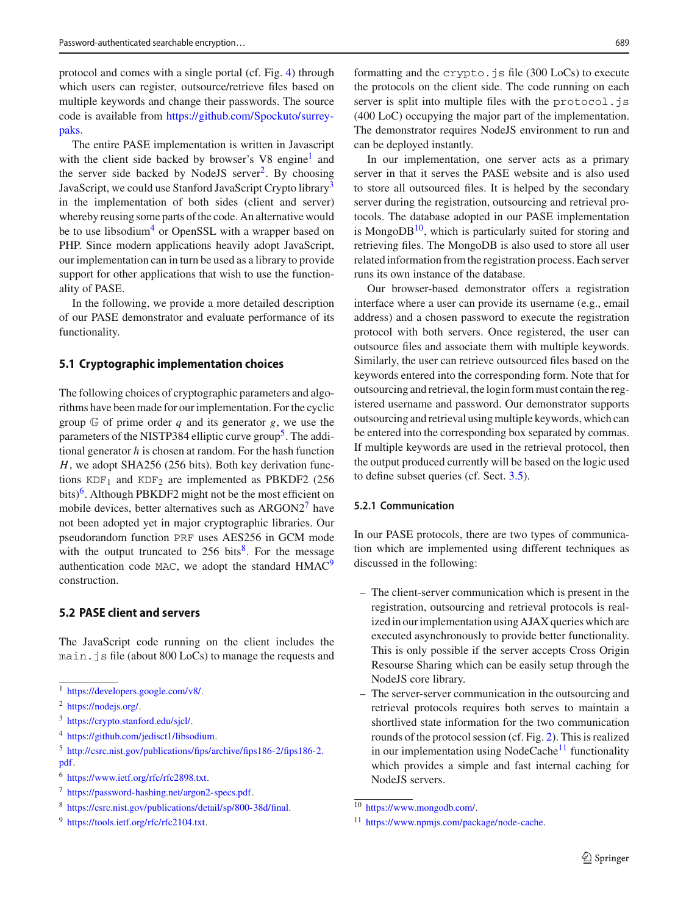protocol and comes with a single portal (cf. Fig. 4) through which users can register, outsource/retrieve files based on multiple keywords and change their passwords. The source code is available from https://github.com/Spockuto/surrey-paks.

The entire PASE implementation is written in Javascript with the client side backed by browser's V8 engine[1] and the server side backed by NodeJS server[2]. By choosing JavaScript, we could use Stanford JavaScript Crypto library[3] in the implementation of both sides (client and server) whereby reusing some parts of the code. An alternative would be to use libsodium[4] or OpenSSL with a wrapper based on PHP. Since modern applications heavily adopt JavaScript, our implementation can in turn be used as a library to provide support for other applications that wish to use the functionality of PASE.

In the following, we provide a more detailed description of our PASE demonstrator and evaluate performance of its functionality.

### 5.1 Cryptographic implementation choices

The following choices of cryptographic parameters and algorithms have been made for our implementation. For the cyclic group $\mathbb{G}$ of prime order $q$ and its generator $g$, we use the parameters of the NISTP384 elliptic curve group[5]. The additional generator $h$ is chosen at random. For the hash function $H$, we adopt SHA256 (256 bits). Both key derivation functions $\mathtt{KDF}_1$ and $\mathtt{KDF}_2$ are implemented as PBKDF2 (256 bits)[6]. Although PBKDF2 might not be the most efficient on mobile devices, better alternatives such as ARGON2[7] have not been adopted yet in major cryptographic libraries. Our pseudorandom function $\mathtt{PRF}$ uses AES256 in GCM mode with the output truncated to 256 bits[8]. For the message authentication code $\mathtt{MAC}$, we adopt the standard HMAC[9] construction.

### 5.2 PASE client and servers

The JavaScript code running on the client includes the `main.js` file (about 800 LoCs) to manage the requests and formatting and the `crypto.js` file (300 LoCs) to execute the protocols on the client side. The code running on each server is split into multiple files with the `protocol.js` (400 LoC) occupying the major part of the implementation. The demonstrator requires NodeJS environment to run and can be deployed instantly.

In our implementation, one server acts as a primary server in that it serves the PASE website and is also used to store all outsourced files. It is helped by the secondary server during the registration, outsourcing and retrieval protocols. The database adopted in our PASE implementation is MongoDB[10], which is particularly suited for storing and retrieving files. The MongoDB is also used to store all user related information from the registration process. Each server runs its own instance of the database.

Our browser-based demonstrator offers a registration interface where a user can provide its username (e.g., email address) and a chosen password to execute the registration protocol with both servers. Once registered, the user can outsource files and associate them with multiple keywords. Similarly, the user can retrieve outsourced files based on the keywords entered into the corresponding form. Note that for outsourcing and retrieval, the login form must contain the registered username and password. Our demonstrator supports outsourcing and retrieval using multiple keywords, which can be entered into the corresponding box separated by commas. If multiple keywords are used in the retrieval protocol, then the output produced currently will be based on the logic used to define subset queries (cf. Sect. 3.5).

#### 5.2.1 Communication

In our PASE protocols, there are two types of communication which are implemented using different techniques as discussed in the following:

- The client-server communication which is present in the registration, outsourcing and retrieval protocols is realized in our implementation using AJAX queries which are executed asynchronously to provide better functionality. This is only possible if the server accepts Cross Origin Resourse Sharing which can be easily setup through the NodeJS core library.
- The server-server communication in the outsourcing and retrieval protocols requires both serves to maintain a shortlived state information for the two communication rounds of the protocol session (cf. Fig. 2). This is realized in our implementation using NodeCache[11] functionality which provides a simple and fast internal caching for NodeJS servers.

[1] https://developers.google.com/v8/.

[2] https://nodejs.org/.

[3] https://crypto.stanford.edu/sjcl/.

[4] https://github.com/jedisct1/libsodium.

[5] http://csrc.nist.gov/publications/fips/archive/fips186-2/fips186-2.pdf.

[6] https://www.ietf.org/rfc/rfc2898.txt.

[7] https://password-hashing.net/argon2-specs.pdf.

[8] https://csrc.nist.gov/publications/detail/sp/800-38d/final.

[9] https://tools.ietf.org/rfc/rfc2104.txt.

[10] https://www.mongodb.com/.

[11] https://www.npmjs.com/package/node-cache.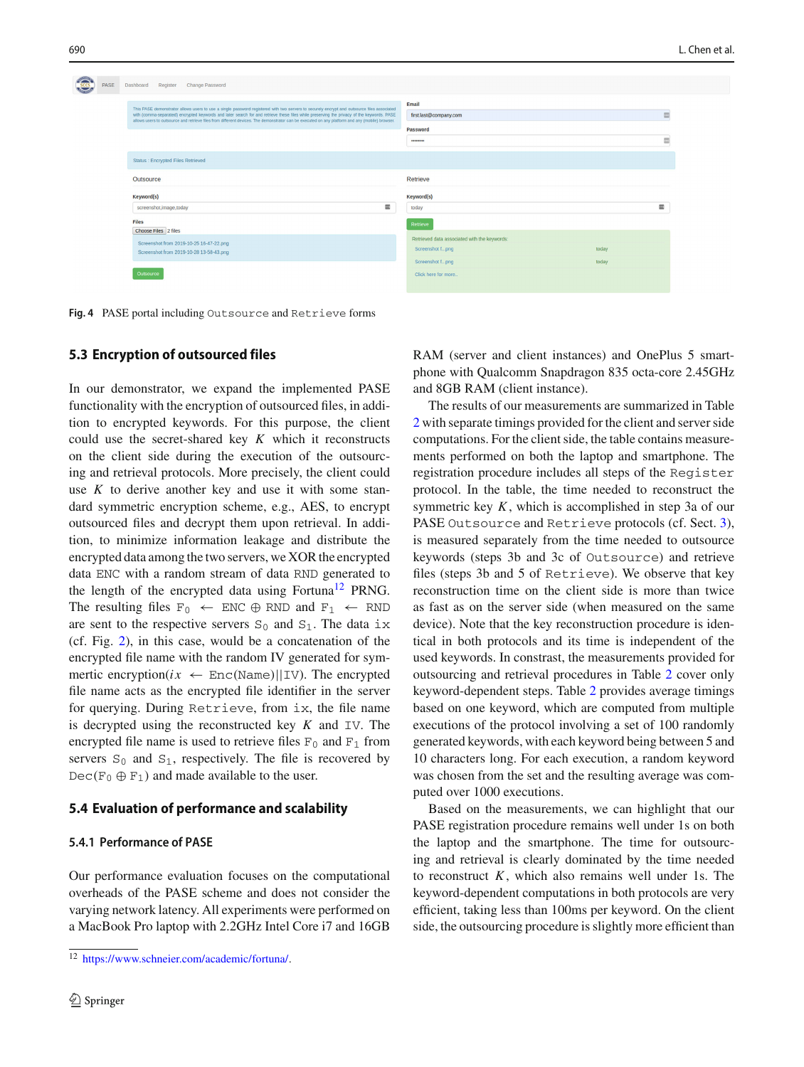Fig. 4 PASE portal including Outsource and Retrieve forms

### 5.3 Encryption of outsourced files

In our demonstrator, we expand the implemented PASE functionality with the encryption of outsourced files, in addition to encrypted keywords. For this purpose, the client could use the secret-shared key $K$ which it reconstructs on the client side during the execution of the outsourcing and retrieval protocols. More precisely, the client could use $K$ to derive another key and use it with some standard symmetric encryption scheme, e.g., AES, to encrypt outsourced files and decrypt them upon retrieval. In addition, to minimize information leakage and distribute the encrypted data among the two servers, we XOR the encrypted data ENC with a random stream of data RND generated to the length of the encrypted data using Fortuna[12] PRNG. The resulting files $\mathtt{F}_0 \leftarrow \mathtt{ENC} \oplus \mathtt{RND}$ and $\mathtt{F}_1 \leftarrow \mathtt{RND}$ are sent to the respective servers $\mathtt{S}_0$ and $\mathtt{S}_1$. The data ix (cf. Fig. 2), in this case, would be a concatenation of the encrypted file name with the random IV generated for symmertic encryption($ix \leftarrow \mathtt{Enc(Name)}||\mathtt{IV}$). The encrypted file name acts as the encrypted file identifier in the server for querying. During Retrieve, from ix, the file name is decrypted using the reconstructed key $K$ and IV. The encrypted file name is used to retrieve files $\mathtt{F}_0$ and $\mathtt{F}_1$ from servers $\mathtt{S}_0$ and $\mathtt{S}_1$, respectively. The file is recovered by $\mathtt{Dec}(\mathtt{F}_0 \oplus \mathtt{F}_1)$ and made available to the user.

### 5.4 Evaluation of performance and scalability

#### 5.4.1 Performance of PASE

Our performance evaluation focuses on the computational overheads of the PASE scheme and does not consider the varying network latency. All experiments were performed on a MacBook Pro laptop with 2.2GHz Intel Core i7 and 16GB RAM (server and client instances) and OnePlus 5 smartphone with Qualcomm Snapdragon 835 octa-core 2.45GHz and 8GB RAM (client instance).

The results of our measurements are summarized in Table 2 with separate timings provided for the client and server side computations. For the client side, the table contains measurements performed on both the laptop and smartphone. The registration procedure includes all steps of the Register protocol. In the table, the time needed to reconstruct the symmetric key $K$, which is accomplished in step 3a of our PASE Outsource and Retrieve protocols (cf. Sect. 3), is measured separately from the time needed to outsource keywords (steps 3b and 3c of Outsource) and retrieve files (steps 3b and 5 of Retrieve). We observe that key reconstruction time on the client side is more than twice as fast as on the server side (when measured on the same device). Note that the key reconstruction procedure is identical in both protocols and its time is independent of the used keywords. In constrast, the measurements provided for outsourcing and retrieval procedures in Table 2 cover only keyword-dependent steps. Table 2 provides average timings based on one keyword, which are computed from multiple executions of the protocol involving a set of 100 randomly generated keywords, with each keyword being between 5 and 10 characters long. For each execution, a random keyword was chosen from the set and the resulting average was computed over 1000 executions.

Based on the measurements, we can highlight that our PASE registration procedure remains well under 1s on both the laptop and the smartphone. The time for outsourcing and retrieval is clearly dominated by the time needed to reconstruct $K$, which also remains well under 1s. The keyword-dependent computations in both protocols are very efficient, taking less than 100ms per keyword. On the client side, the outsourcing procedure is slightly more efficient than

[12] https://www.schneier.com/academic/fortuna/.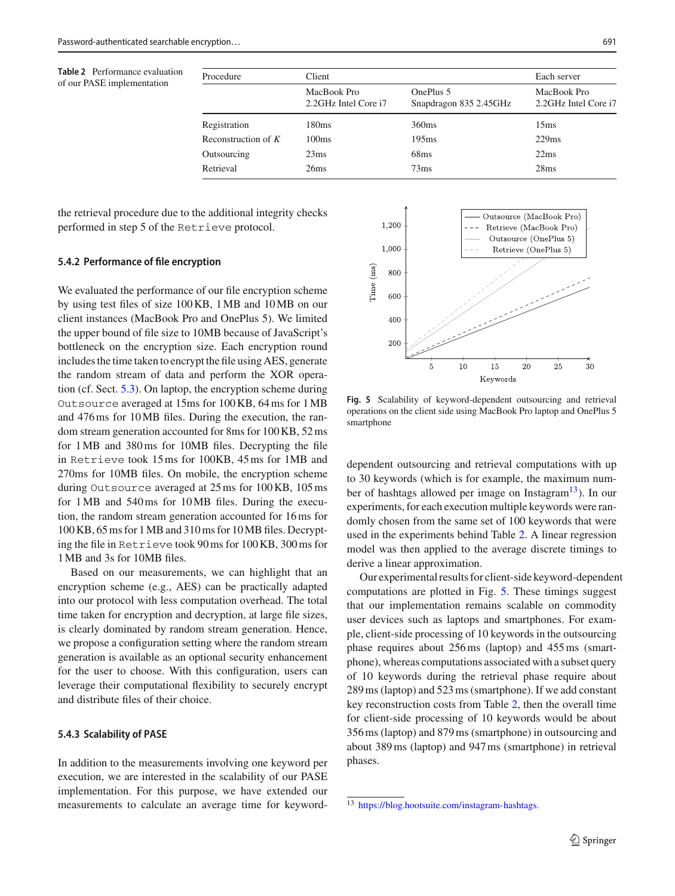**Table 2** Performance evaluation of our PASE implementation

| Procedure | Client | | Each server |
|---|---|---|---|
| | MacBook Pro 2.2GHz Intel Core i7 | OnePlus 5 Snapdragon 835 2.45GHz | MacBook Pro 2.2GHz Intel Core i7 |
| Registration | 180ms | 360ms | 15ms |
| Reconstruction of $K$ | 100ms | 195ms | 229ms |
| Outsourcing | 23ms | 68ms | 22ms |
| Retrieval | 26ms | 73ms | 28ms |

the retrieval procedure due to the additional integrity checks performed in step 5 of the `Retrieve` protocol.

### 5.4.2 Performance of file encryption

We evaluated the performance of our file encryption scheme by using test files of size 100 KB, 1 MB and 10 MB on our client instances (MacBook Pro and OnePlus 5). We limited the upper bound of file size to 10MB because of JavaScript's bottleneck on the encryption size. Each encryption round includes the time taken to encrypt the file using AES, generate the random stream of data and perform the XOR operation (cf. Sect. 5.3). On laptop, the encryption scheme during `Outsource` averaged at 15ms for 100 KB, 64 ms for 1 MB and 476 ms for 10 MB files. During the execution, the random stream generation accounted for 8ms for 100 KB, 52 ms for 1 MB and 380 ms for 10MB files. Decrypting the file in `Retrieve` took 15 ms for 100KB, 45 ms for 1MB and 270ms for 10MB files. On mobile, the encryption scheme during `Outsource` averaged at 25 ms for 100 KB, 105 ms for 1 MB and 540 ms for 10 MB files. During the execution, the random stream generation accounted for 16 ms for 100 KB, 65 ms for 1 MB and 310 ms for 10 MB files. Decrypting the file in `Retrieve` took 90 ms for 100 KB, 300 ms for 1 MB and 3s for 10MB files.

Based on our measurements, we can highlight that an encryption scheme (e.g., AES) can be practically adapted into our protocol with less computation overhead. The total time taken for encryption and decryption, at large file sizes, is clearly dominated by random stream generation. Hence, we propose a configuration setting where the random stream generation is available as an optional security enhancement for the user to choose. With this configuration, users can leverage their computational flexibility to securely encrypt and distribute files of their choice.

### 5.4.3 Scalability of PASE

In addition to the measurements involving one keyword per execution, we are interested in the scalability of our PASE implementation. For this purpose, we have extended our measurements to calculate an average time for keyword-dependent outsourcing and retrieval computations with up to 30 keywords (which is for example, the maximum number of hashtags allowed per image on Instagram[13]). In our experiments, for each execution multiple keywords were randomly chosen from the same set of 100 keywords that were used in the experiments behind Table 2. A linear regression model was then applied to the average discrete timings to derive a linear approximation.

**Fig. 5** Scalability of keyword-dependent outsourcing and retrieval operations on the client side using MacBook Pro laptop and OnePlus 5 smartphone

Our experimental results for client-side keyword-dependent computations are plotted in Fig. 5. These timings suggest that our implementation remains scalable on commodity user devices such as laptops and smartphones. For example, client-side processing of 10 keywords in the outsourcing phase requires about 256 ms (laptop) and 455 ms (smartphone), whereas computations associated with a subset query of 10 keywords during the retrieval phase require about 289 ms (laptop) and 523 ms (smartphone). If we add constant key reconstruction costs from Table 2, then the overall time for client-side processing of 10 keywords would be about 356 ms (laptop) and 879 ms (smartphone) in outsourcing and about 389 ms (laptop) and 947 ms (smartphone) in retrieval phases.

[13] https://blog.hootsuite.com/instagram-hashtags.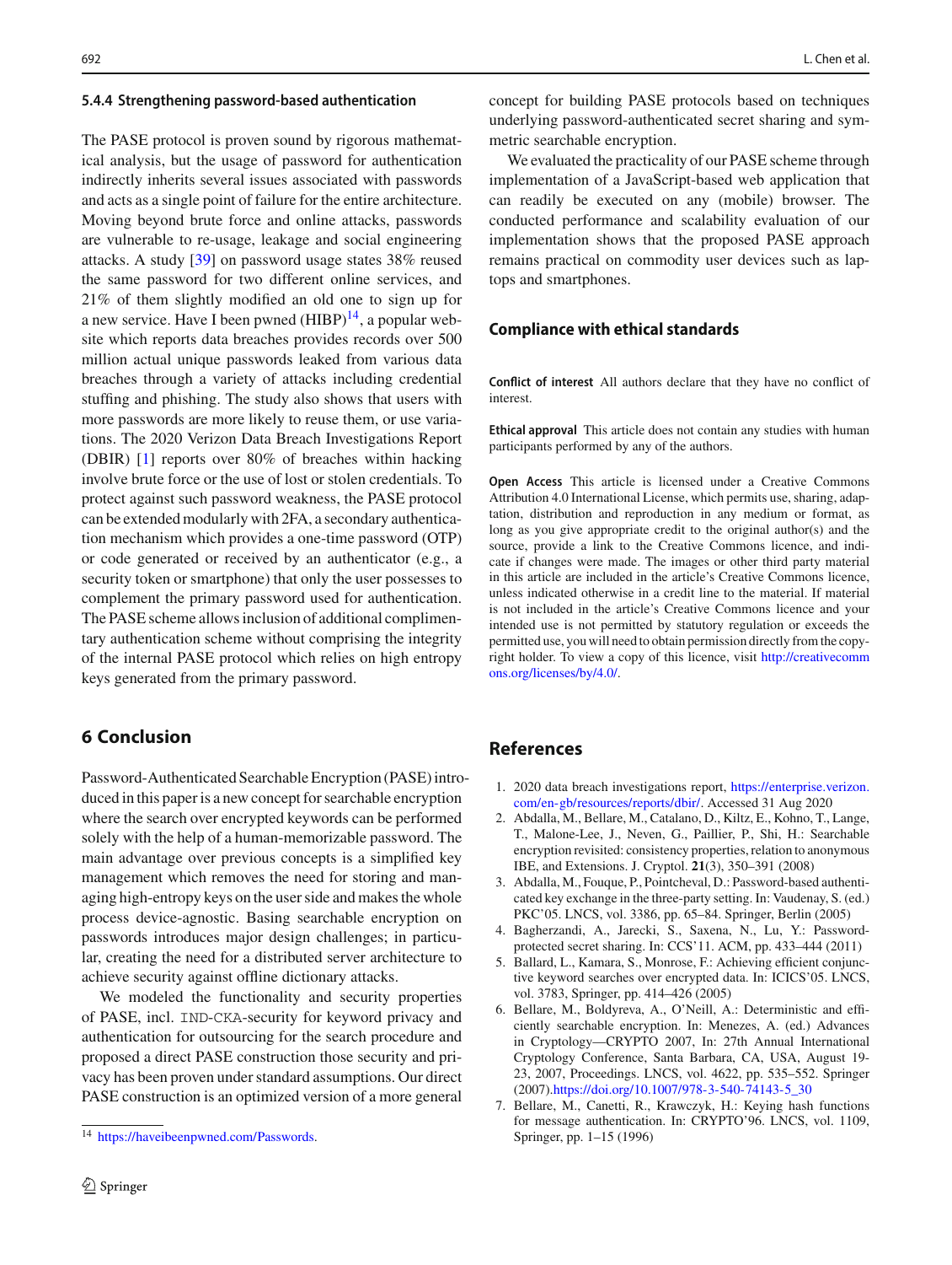#### 5.4.4 Strengthening password-based authentication

The PASE protocol is proven sound by rigorous mathematical analysis, but the usage of password for authentication indirectly inherits several issues associated with passwords and acts as a single point of failure for the entire architecture. Moving beyond brute force and online attacks, passwords are vulnerable to re-usage, leakage and social engineering attacks. A study [39] on password usage states 38% reused the same password for two different online services, and 21% of them slightly modified an old one to sign up for a new service. Have I been pwned (HIBP)[14], a popular website which reports data breaches provides records over 500 million actual unique passwords leaked from various data breaches through a variety of attacks including credential stuffing and phishing. The study also shows that users with more passwords are more likely to reuse them, or use variations. The 2020 Verizon Data Breach Investigations Report (DBIR) [1] reports over 80% of breaches within hacking involve brute force or the use of lost or stolen credentials. To protect against such password weakness, the PASE protocol can be extended modularly with 2FA, a secondary authentication mechanism which provides a one-time password (OTP) or code generated or received by an authenticator (e.g., a security token or smartphone) that only the user possesses to complement the primary password used for authentication. The PASE scheme allows inclusion of additional complimentary authentication scheme without comprising the integrity of the internal PASE protocol which relies on high entropy keys generated from the primary password.

## 6 Conclusion

Password-Authenticated Searchable Encryption (PASE) introduced in this paper is a new concept for searchable encryption where the search over encrypted keywords can be performed solely with the help of a human-memorizable password. The main advantage over previous concepts is a simplified key management which removes the need for storing and managing high-entropy keys on the user side and makes the whole process device-agnostic. Basing searchable encryption on passwords introduces major design challenges; in particular, creating the need for a distributed server architecture to achieve security against offline dictionary attacks.

We modeled the functionality and security properties of PASE, incl. IND-CKA-security for keyword privacy and authentication for outsourcing for the search procedure and proposed a direct PASE construction those security and privacy has been proven under standard assumptions. Our direct PASE construction is an optimized version of a more general concept for building PASE protocols based on techniques underlying password-authenticated secret sharing and symmetric searchable encryption.

We evaluated the practicality of our PASE scheme through implementation of a JavaScript-based web application that can readily be executed on any (mobile) browser. The conducted performance and scalability evaluation of our implementation shows that the proposed PASE approach remains practical on commodity user devices such as laptops and smartphones.

[14] https://haveibeenpwned.com/Passwords.

## Compliance with ethical standards

**Conflict of interest** All authors declare that they have no conflict of interest.

**Ethical approval** This article does not contain any studies with human participants performed by any of the authors.

**Open Access** This article is licensed under a Creative Commons Attribution 4.0 International License, which permits use, sharing, adaptation, distribution and reproduction in any medium or format, as long as you give appropriate credit to the original author(s) and the source, provide a link to the Creative Commons licence, and indicate if changes were made. The images or other third party material in this article are included in the article's Creative Commons licence, unless indicated otherwise in a credit line to the material. If material is not included in the article's Creative Commons licence and your intended use is not permitted by statutory regulation or exceeds the permitted use, you will need to obtain permission directly from the copyright holder. To view a copy of this licence, visit http://creativecommons.org/licenses/by/4.0/.

## References

1. 2020 data breach investigations report, https://enterprise.verizon.com/en-gb/resources/reports/dbir/. Accessed 31 Aug 2020
2. Abdalla, M., Bellare, M., Catalano, D., Kiltz, E., Kohno, T., Lange, T., Malone-Lee, J., Neven, G., Paillier, P., Shi, H.: Searchable encryption revisited: consistency properties, relation to anonymous IBE, and Extensions. J. Cryptol. **21**(3), 350–391 (2008)
3. Abdalla, M., Fouque, P., Pointcheval, D.: Password-based authenticated key exchange in the three-party setting. In: Vaudenay, S. (ed.) PKC'05. LNCS, vol. 3386, pp. 65–84. Springer, Berlin (2005)
4. Bagherzandi, A., Jarecki, S., Saxena, N., Lu, Y.: Password-protected secret sharing. In: CCS'11. ACM, pp. 433–444 (2011)
5. Ballard, L., Kamara, S., Monrose, F.: Achieving efficient conjunctive keyword searches over encrypted data. In: ICICS'05. LNCS, vol. 3783, Springer, pp. 414–426 (2005)
6. Bellare, M., Boldyreva, A., O'Neill, A.: Deterministic and efficiently searchable encryption. In: Menezes, A. (ed.) Advances in Cryptology—CRYPTO 2007, In: 27th Annual International Cryptology Conference, Santa Barbara, CA, USA, August 19-23, 2007, Proceedings. LNCS, vol. 4622, pp. 535–552. Springer (2007). https://doi.org/10.1007/978-3-540-74143-5_30
7. Bellare, M., Canetti, R., Krawczyk, H.: Keying hash functions for message authentication. In: CRYPTO'96. LNCS, vol. 1109, Springer, pp. 1–15 (1996)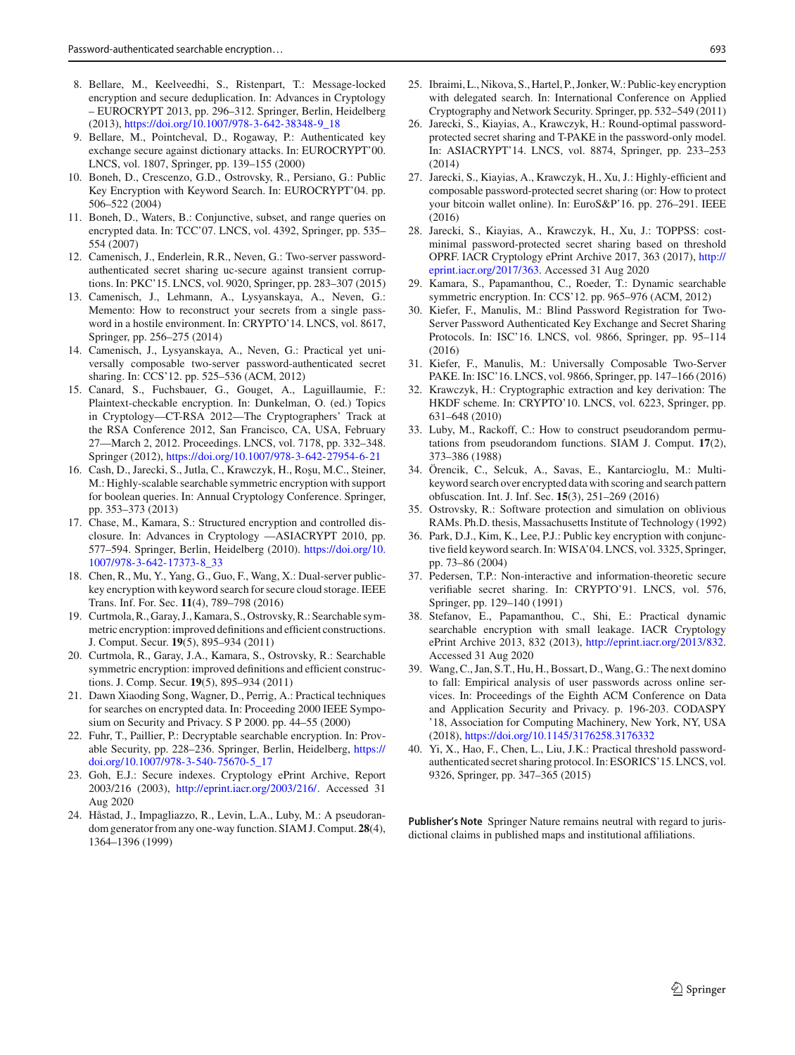8. Bellare, M., Keelveedhi, S., Ristenpart, T.: Message-locked encryption and secure deduplication. In: Advances in Cryptology – EUROCRYPT 2013, pp. 296–312. Springer, Berlin, Heidelberg (2013), https://doi.org/10.1007/978-3-642-38348-9_18
9. Bellare, M., Pointcheval, D., Rogaway, P.: Authenticated key exchange secure against dictionary attacks. In: EUROCRYPT'00. LNCS, vol. 1807, Springer, pp. 139–155 (2000)
10. Boneh, D., Crescenzo, G.D., Ostrovsky, R., Persiano, G.: Public Key Encryption with Keyword Search. In: EUROCRYPT'04. pp. 506–522 (2004)
11. Boneh, D., Waters, B.: Conjunctive, subset, and range queries on encrypted data. In: TCC'07. LNCS, vol. 4392, Springer, pp. 535–554 (2007)
12. Camenisch, J., Enderlein, R.R., Neven, G.: Two-server password-authenticated secret sharing uc-secure against transient corruptions. In: PKC'15. LNCS, vol. 9020, Springer, pp. 283–307 (2015)
13. Camenisch, J., Lehmann, A., Lysyanskaya, A., Neven, G.: Memento: How to reconstruct your secrets from a single password in a hostile environment. In: CRYPTO'14. LNCS, vol. 8617, Springer, pp. 256–275 (2014)
14. Camenisch, J., Lysyanskaya, A., Neven, G.: Practical yet universally composable two-server password-authenticated secret sharing. In: CCS'12. pp. 525–536 (ACM, 2012)
15. Canard, S., Fuchsbauer, G., Gouget, A., Laguillaumie, F.: Plaintext-checkable encryption. In: Dunkelman, O. (ed.) Topics in Cryptology—CT-RSA 2012—The Cryptographers' Track at the RSA Conference 2012, San Francisco, CA, USA, February 27—March 2, 2012. Proceedings. LNCS, vol. 7178, pp. 332–348. Springer (2012), https://doi.org/10.1007/978-3-642-27954-6-21
16. Cash, D., Jarecki, S., Jutla, C., Krawczyk, H., Roşu, M.C., Steiner, M.: Highly-scalable searchable symmetric encryption with support for boolean queries. In: Annual Cryptology Conference. Springer, pp. 353–373 (2013)
17. Chase, M., Kamara, S.: Structured encryption and controlled disclosure. In: Advances in Cryptology —ASIACRYPT 2010, pp. 577–594. Springer, Berlin, Heidelberg (2010). https://doi.org/10.1007/978-3-642-17373-8_33
18. Chen, R., Mu, Y., Yang, G., Guo, F., Wang, X.: Dual-server public-key encryption with keyword search for secure cloud storage. IEEE Trans. Inf. For. Sec. **11**(4), 789–798 (2016)
19. Curtmola, R., Garay, J., Kamara, S., Ostrovsky, R.: Searchable symmetric encryption: improved definitions and efficient constructions. J. Comput. Secur. **19**(5), 895–934 (2011)
20. Curtmola, R., Garay, J.A., Kamara, S., Ostrovsky, R.: Searchable symmetric encryption: improved definitions and efficient constructions. J. Comp. Secur. **19**(5), 895–934 (2011)
21. Dawn Xiaoding Song, Wagner, D., Perrig, A.: Practical techniques for searches on encrypted data. In: Proceeding 2000 IEEE Symposium on Security and Privacy. S P 2000. pp. 44–55 (2000)
22. Fuhr, T., Paillier, P.: Decryptable searchable encryption. In: Provable Security, pp. 228–236. Springer, Berlin, Heidelberg, https://doi.org/10.1007/978-3-540-75670-5_17
23. Goh, E.J.: Secure indexes. Cryptology ePrint Archive, Report 2003/216 (2003), http://eprint.iacr.org/2003/216/. Accessed 31 Aug 2020
24. Håstad, J., Impagliazzo, R., Levin, L.A., Luby, M.: A pseudorandom generator from any one-way function. SIAM J. Comput. **28**(4), 1364–1396 (1999)
25. Ibraimi, L., Nikova, S., Hartel, P., Jonker, W.: Public-key encryption with delegated search. In: International Conference on Applied Cryptography and Network Security. Springer, pp. 532–549 (2011)
26. Jarecki, S., Kiayias, A., Krawczyk, H.: Round-optimal password-protected secret sharing and T-PAKE in the password-only model. In: ASIACRYPT'14. LNCS, vol. 8874, Springer, pp. 233–253 (2014)
27. Jarecki, S., Kiayias, A., Krawczyk, H., Xu, J.: Highly-efficient and composable password-protected secret sharing (or: How to protect your bitcoin wallet online). In: EuroS&P'16. pp. 276–291. IEEE (2016)
28. Jarecki, S., Kiayias, A., Krawczyk, H., Xu, J.: TOPPSS: cost-minimal password-protected secret sharing based on threshold OPRF. IACR Cryptology ePrint Archive 2017, 363 (2017), http://eprint.iacr.org/2017/363. Accessed 31 Aug 2020
29. Kamara, S., Papamanthou, C., Roeder, T.: Dynamic searchable symmetric encryption. In: CCS'12. pp. 965–976 (ACM, 2012)
30. Kiefer, F., Manulis, M.: Blind Password Registration for Two-Server Password Authenticated Key Exchange and Secret Sharing Protocols. In: ISC'16. LNCS, vol. 9866, Springer, pp. 95–114 (2016)
31. Kiefer, F., Manulis, M.: Universally Composable Two-Server PAKE. In: ISC'16. LNCS, vol. 9866, Springer, pp. 147–166 (2016)
32. Krawczyk, H.: Cryptographic extraction and key derivation: The HKDF scheme. In: CRYPTO'10. LNCS, vol. 6223, Springer, pp. 631–648 (2010)
33. Luby, M., Rackoff, C.: How to construct pseudorandom permutations from pseudorandom functions. SIAM J. Comput. **17**(2), 373–386 (1988)
34. Örencik, C., Selcuk, A., Savas, E., Kantarcioglu, M.: Multi-keyword search over encrypted data with scoring and search pattern obfuscation. Int. J. Inf. Sec. **15**(3), 251–269 (2016)
35. Ostrovsky, R.: Software protection and simulation on oblivious RAMs. Ph.D. thesis, Massachusetts Institute of Technology (1992)
36. Park, D.J., Kim, K., Lee, P.J.: Public key encryption with conjunctive field keyword search. In: WISA'04. LNCS, vol. 3325, Springer, pp. 73–86 (2004)
37. Pedersen, T.P.: Non-interactive and information-theoretic secure verifiable secret sharing. In: CRYPTO'91. LNCS, vol. 576, Springer, pp. 129–140 (1991)
38. Stefanov, E., Papamanthou, C., Shi, E.: Practical dynamic searchable encryption with small leakage. IACR Cryptology ePrint Archive 2013, 832 (2013), http://eprint.iacr.org/2013/832. Accessed 31 Aug 2020
39. Wang, C., Jan, S.T., Hu, H., Bossart, D., Wang, G.: The next domino to fall: Empirical analysis of user passwords across online services. In: Proceedings of the Eighth ACM Conference on Data and Application Security and Privacy. p. 196-203. CODASPY '18, Association for Computing Machinery, New York, NY, USA (2018), https://doi.org/10.1145/3176258.3176332
40. Yi, X., Hao, F., Chen, L., Liu, J.K.: Practical threshold password-authenticated secret sharing protocol. In: ESORICS'15. LNCS, vol. 9326, Springer, pp. 347–365 (2015)

**Publisher's Note** Springer Nature remains neutral with regard to jurisdictional claims in published maps and institutional affiliations.